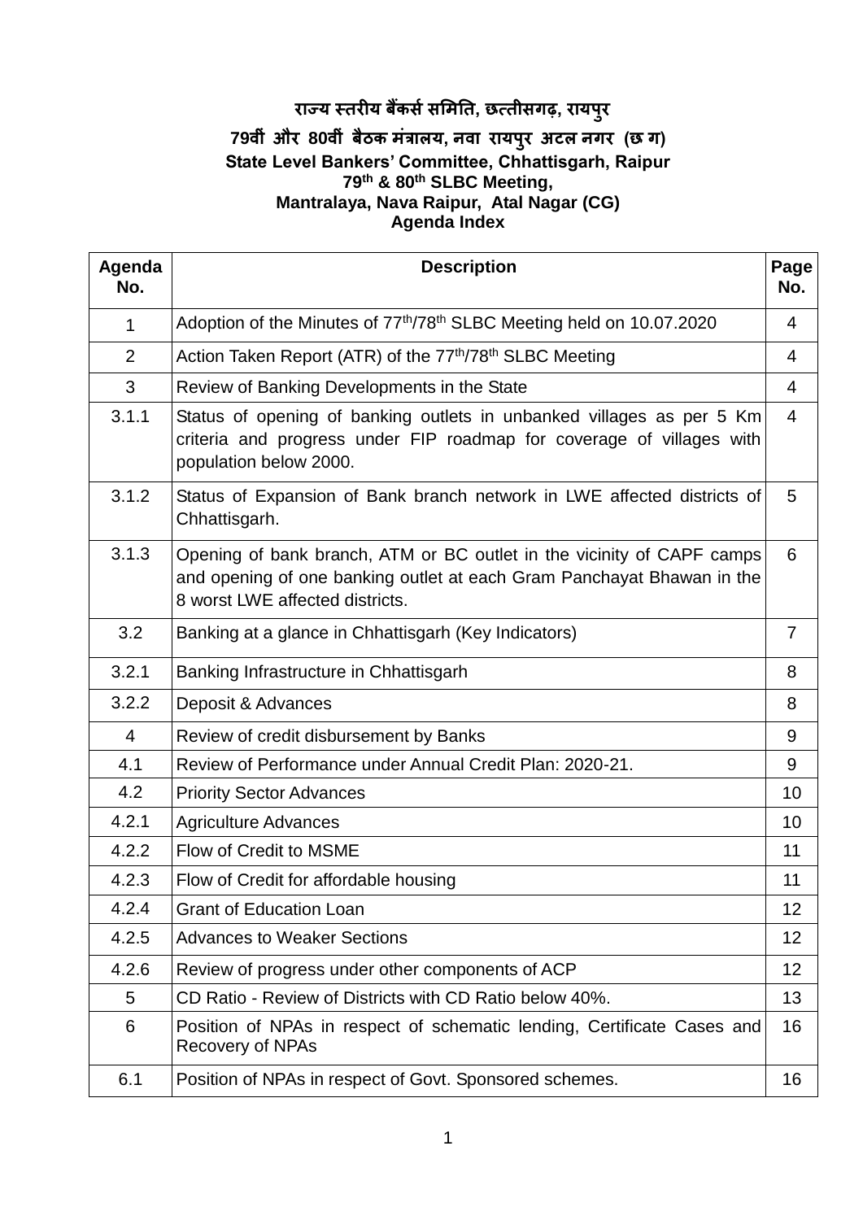# राज्य स्तरीय बैंकर्स समिति, छत्तीसगढ़, रायपुर

## 79वीं और 80वीं बैठक मंत्रालय, नवा रायपुर अटल नगर (छ ग)

## State Level Bankers' Committee, Chhattisgarh, Raipur

## 79th & 80th SLBC Meeting,

## Mantralaya, Nava Raipur, Atal Nagar (CG)

## Agenda Index

| Agenda No. | Description | Page No. |
|---|---|---|
| 1 | Adoption of the Minutes of 77th/78th SLBC Meeting held on 10.07.2020 | 4 |
| 2 | Action Taken Report (ATR) of the 77th/78th SLBC Meeting | 4 |
| 3 | Review of Banking Developments in the State | 4 |
| 3.1.1 | Status of opening of banking outlets in unbanked villages as per 5 Km criteria and progress under FIP roadmap for coverage of villages with population below 2000. | 4 |
| 3.1.2 | Status of Expansion of Bank branch network in LWE affected districts of Chhattisgarh. | 5 |
| 3.1.3 | Opening of bank branch, ATM or BC outlet in the vicinity of CAPF camps and opening of one banking outlet at each Gram Panchayat Bhawan in the 8 worst LWE affected districts. | 6 |
| 3.2 | Banking at a glance in Chhattisgarh (Key Indicators) | 7 |
| 3.2.1 | Banking Infrastructure in Chhattisgarh | 8 |
| 3.2.2 | Deposit & Advances | 8 |
| 4 | Review of credit disbursement by Banks | 9 |
| 4.1 | Review of Performance under Annual Credit Plan: 2020-21. | 9 |
| 4.2 | Priority Sector Advances | 10 |
| 4.2.1 | Agriculture Advances | 10 |
| 4.2.2 | Flow of Credit to MSME | 11 |
| 4.2.3 | Flow of Credit for affordable housing | 11 |
| 4.2.4 | Grant of Education Loan | 12 |
| 4.2.5 | Advances to Weaker Sections | 12 |
| 4.2.6 | Review of progress under other components of ACP | 12 |
| 5 | CD Ratio - Review of Districts with CD Ratio below 40%. | 13 |
| 6 | Position of NPAs in respect of schematic lending, Certificate Cases and Recovery of NPAs | 16 |
| 6.1 | Position of NPAs in respect of Govt. Sponsored schemes. | 16 |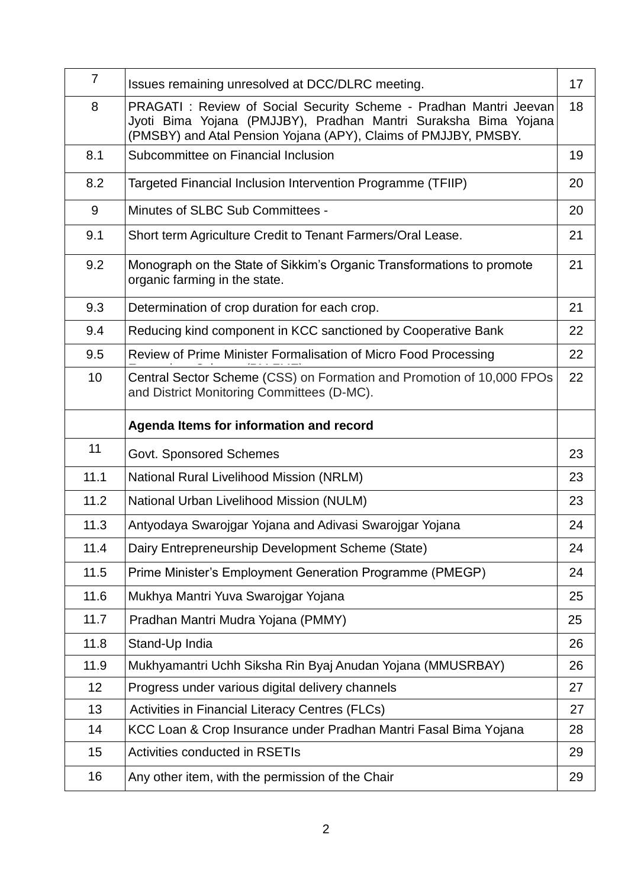| | | |
|---|---|---|
| 7 | Issues remaining unresolved at DCC/DLRC meeting. | 17 |
| 8 | PRAGATI : Review of Social Security Scheme - Pradhan Mantri Jeevan Jyoti Bima Yojana (PMJJBY), Pradhan Mantri Suraksha Bima Yojana (PMSBY) and Atal Pension Yojana (APY), Claims of PMJJBY, PMSBY. | 18 |
| 8.1 | Subcommittee on Financial Inclusion | 19 |
| 8.2 | Targeted Financial Inclusion Intervention Programme (TFIIP) | 20 |
| 9 | Minutes of SLBC Sub Committees - | 20 |
| 9.1 | Short term Agriculture Credit to Tenant Farmers/Oral Lease. | 21 |
| 9.2 | Monograph on the State of Sikkim's Organic Transformations to promote organic farming in the state. | 21 |
| 9.3 | Determination of crop duration for each crop. | 21 |
| 9.4 | Reducing kind component in KCC sanctioned by Cooperative Bank | 22 |
| 9.5 | Review of Prime Minister Formalisation of Micro Food Processing Enterprises Scheme (PM FME) | 22 |
| 10 | Central Sector Scheme (CSS) on Formation and Promotion of 10,000 FPOs and District Monitoring Committees (D-MC). | 22 |
| | **Agenda Items for information and record** | |
| 11 | Govt. Sponsored Schemes | 23 |
| 11.1 | National Rural Livelihood Mission (NRLM) | 23 |
| 11.2 | National Urban Livelihood Mission (NULM) | 23 |
| 11.3 | Antyodaya Swarojgar Yojana and Adivasi Swarojgar Yojana | 24 |
| 11.4 | Dairy Entrepreneurship Development Scheme (State) | 24 |
| 11.5 | Prime Minister's Employment Generation Programme (PMEGP) | 24 |
| 11.6 | Mukhya Mantri Yuva Swarojgar Yojana | 25 |
| 11.7 | Pradhan Mantri Mudra Yojana (PMMY) | 25 |
| 11.8 | Stand-Up India | 26 |
| 11.9 | Mukhyamantri Uchh Siksha Rin Byaj Anudan Yojana (MMUSRBAY) | 26 |
| 12 | Progress under various digital delivery channels | 27 |
| 13 | Activities in Financial Literacy Centres (FLCs) | 27 |
| 14 | KCC Loan & Crop Insurance under Pradhan Mantri Fasal Bima Yojana | 28 |
| 15 | Activities conducted in RSETIs | 29 |
| 16 | Any other item, with the permission of the Chair | 29 |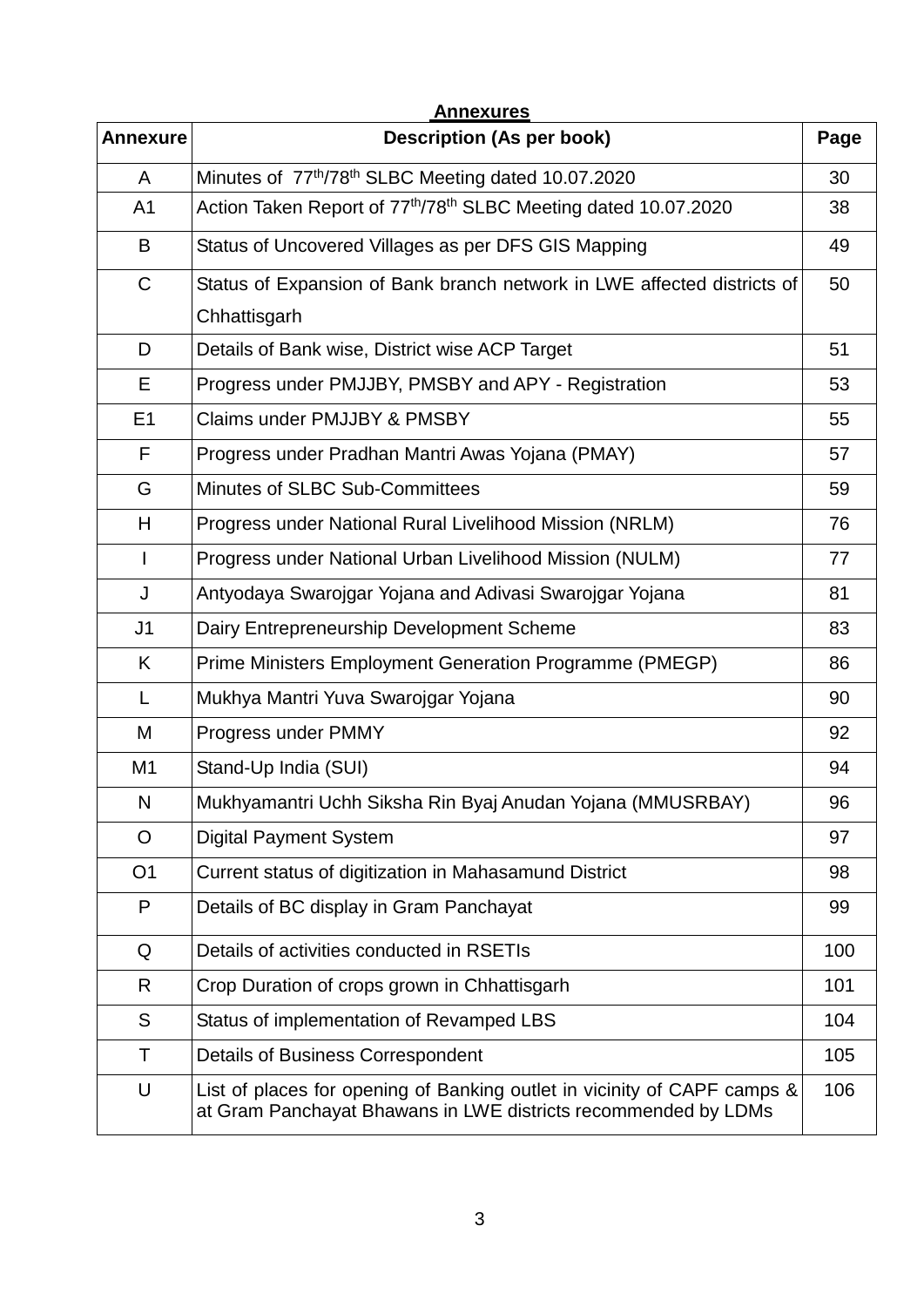## Annexures

| Annexure | Description (As per book) | Page |
|---|---|---|
| A | Minutes of 77th/78th SLBC Meeting dated 10.07.2020 | 30 |
| A1 | Action Taken Report of 77th/78th SLBC Meeting dated 10.07.2020 | 38 |
| B | Status of Uncovered Villages as per DFS GIS Mapping | 49 |
| C | Status of Expansion of Bank branch network in LWE affected districts of Chhattisgarh | 50 |
| D | Details of Bank wise, District wise ACP Target | 51 |
| E | Progress under PMJJBY, PMSBY and APY - Registration | 53 |
| E1 | Claims under PMJJBY & PMSBY | 55 |
| F | Progress under Pradhan Mantri Awas Yojana (PMAY) | 57 |
| G | Minutes of SLBC Sub-Committees | 59 |
| H | Progress under National Rural Livelihood Mission (NRLM) | 76 |
| I | Progress under National Urban Livelihood Mission (NULM) | 77 |
| J | Antyodaya Swarojgar Yojana and Adivasi Swarojgar Yojana | 81 |
| J1 | Dairy Entrepreneurship Development Scheme | 83 |
| K | Prime Ministers Employment Generation Programme (PMEGP) | 86 |
| L | Mukhya Mantri Yuva Swarojgar Yojana | 90 |
| M | Progress under PMMY | 92 |
| M1 | Stand-Up India (SUI) | 94 |
| N | Mukhyamantri Uchh Siksha Rin Byaj Anudan Yojana (MMUSRBAY) | 96 |
| O | Digital Payment System | 97 |
| O1 | Current status of digitization in Mahasamund District | 98 |
| P | Details of BC display in Gram Panchayat | 99 |
| Q | Details of activities conducted in RSETIs | 100 |
| R | Crop Duration of crops grown in Chhattisgarh | 101 |
| S | Status of implementation of Revamped LBS | 104 |
| T | Details of Business Correspondent | 105 |
| U | List of places for opening of Banking outlet in vicinity of CAPF camps & at Gram Panchayat Bhawans in LWE districts recommended by LDMs | 106 |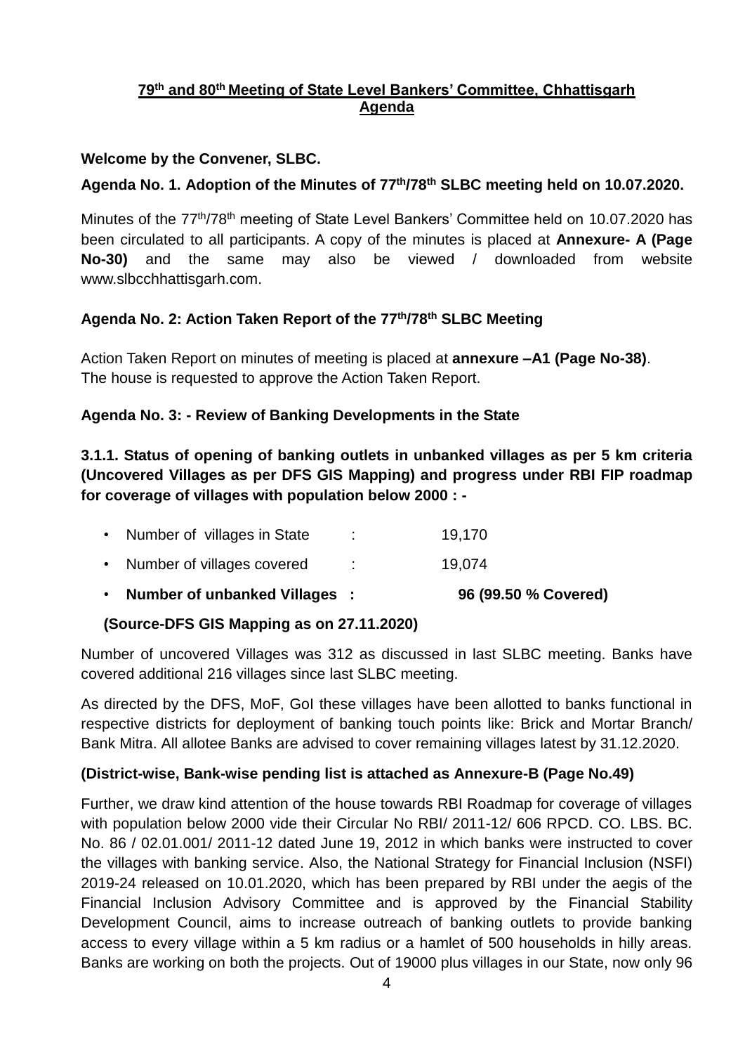## 79th and 80th Meeting of State Level Bankers' Committee, Chhattisgarh Agenda

**Welcome by the Convener, SLBC.**

**Agenda No. 1. Adoption of the Minutes of 77th/78th SLBC meeting held on 10.07.2020.**

Minutes of the 77th/78th meeting of State Level Bankers' Committee held on 10.07.2020 has been circulated to all participants. A copy of the minutes is placed at **Annexure- A (Page No-30)** and the same may also be viewed / downloaded from website www.slbcchhattisgarh.com.

**Agenda No. 2: Action Taken Report of the 77th/78th SLBC Meeting**

Action Taken Report on minutes of meeting is placed at **annexure –A1 (Page No-38)**. The house is requested to approve the Action Taken Report.

**Agenda No. 3: - Review of Banking Developments in the State**

**3.1.1. Status of opening of banking outlets in unbanked villages as per 5 km criteria (Uncovered Villages as per DFS GIS Mapping) and progress under RBI FIP roadmap for coverage of villages with population below 2000 : -**

- Number of villages in State : 19,170
- Number of villages covered : 19,074
- **Number of unbanked Villages : 96 (99.50 % Covered)**

**(Source-DFS GIS Mapping as on 27.11.2020)**

Number of uncovered Villages was 312 as discussed in last SLBC meeting. Banks have covered additional 216 villages since last SLBC meeting.

As directed by the DFS, MoF, GoI these villages have been allotted to banks functional in respective districts for deployment of banking touch points like: Brick and Mortar Branch/ Bank Mitra. All allotee Banks are advised to cover remaining villages latest by 31.12.2020.

**(District-wise, Bank-wise pending list is attached as Annexure-B (Page No.49)**

Further, we draw kind attention of the house towards RBI Roadmap for coverage of villages with population below 2000 vide their Circular No RBI/ 2011-12/ 606 RPCD. CO. LBS. BC. No. 86 / 02.01.001/ 2011-12 dated June 19, 2012 in which banks were instructed to cover the villages with banking service. Also, the National Strategy for Financial Inclusion (NSFI) 2019-24 released on 10.01.2020, which has been prepared by RBI under the aegis of the Financial Inclusion Advisory Committee and is approved by the Financial Stability Development Council, aims to increase outreach of banking outlets to provide banking access to every village within a 5 km radius or a hamlet of 500 households in hilly areas. Banks are working on both the projects. Out of 19000 plus villages in our State, now only 96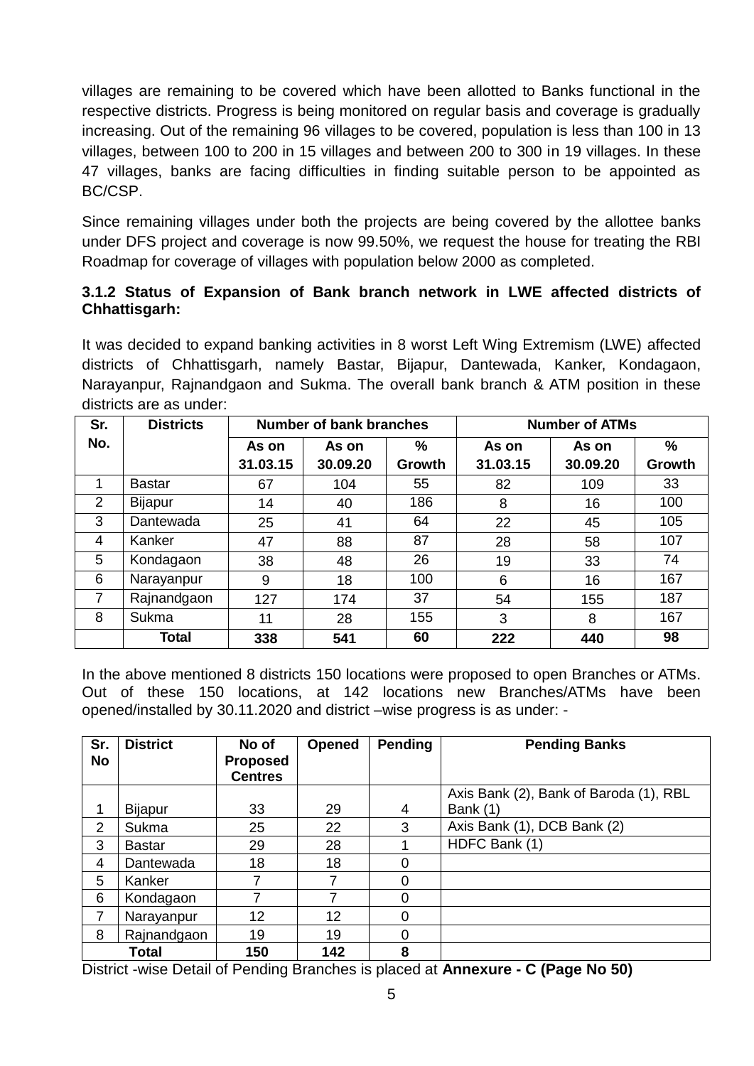villages are remaining to be covered which have been allotted to Banks functional in the respective districts. Progress is being monitored on regular basis and coverage is gradually increasing. Out of the remaining 96 villages to be covered, population is less than 100 in 13 villages, between 100 to 200 in 15 villages and between 200 to 300 in 19 villages. In these 47 villages, banks are facing difficulties in finding suitable person to be appointed as BC/CSP.

Since remaining villages under both the projects are being covered by the allottee banks under DFS project and coverage is now 99.50%, we request the house for treating the RBI Roadmap for coverage of villages with population below 2000 as completed.

### 3.1.2 Status of Expansion of Bank branch network in LWE affected districts of Chhattisgarh:

It was decided to expand banking activities in 8 worst Left Wing Extremism (LWE) affected districts of Chhattisgarh, namely Bastar, Bijapur, Dantewada, Kanker, Kondagaon, Narayanpur, Rajnandgaon and Sukma. The overall bank branch & ATM position in these districts are as under:

| Sr. No. | Districts | Number of bank branches | | | Number of ATMs | | |
|---|---|---|---|---|---|---|---|
| | | As on 31.03.15 | As on 30.09.20 | % Growth | As on 31.03.15 | As on 30.09.20 | % Growth |
| 1 | Bastar | 67 | 104 | 55 | 82 | 109 | 33 |
| 2 | Bijapur | 14 | 40 | 186 | 8 | 16 | 100 |
| 3 | Dantewada | 25 | 41 | 64 | 22 | 45 | 105 |
| 4 | Kanker | 47 | 88 | 87 | 28 | 58 | 107 |
| 5 | Kondagaon | 38 | 48 | 26 | 19 | 33 | 74 |
| 6 | Narayanpur | 9 | 18 | 100 | 6 | 16 | 167 |
| 7 | Rajnandgaon | 127 | 174 | 37 | 54 | 155 | 187 |
| 8 | Sukma | 11 | 28 | 155 | 3 | 8 | 167 |
| | **Total** | **338** | **541** | **60** | **222** | **440** | **98** |

In the above mentioned 8 districts 150 locations were proposed to open Branches or ATMs. Out of these 150 locations, at 142 locations new Branches/ATMs have been opened/installed by 30.11.2020 and district –wise progress is as under: -

| Sr. No | District | No of Proposed Centres | Opened | Pending | Pending Banks |
|---|---|---|---|---|---|
| 1 | Bijapur | 33 | 29 | 4 | Axis Bank (2), Bank of Baroda (1), RBL Bank (1) |
| 2 | Sukma | 25 | 22 | 3 | Axis Bank (1), DCB Bank (2) |
| 3 | Bastar | 29 | 28 | 1 | HDFC Bank (1) |
| 4 | Dantewada | 18 | 18 | 0 | |
| 5 | Kanker | 7 | 7 | 0 | |
| 6 | Kondagaon | 7 | 7 | 0 | |
| 7 | Narayanpur | 12 | 12 | 0 | |
| 8 | Rajnandgaon | 19 | 19 | 0 | |
| **Total** | | **150** | **142** | **8** | |

District -wise Detail of Pending Branches is placed at **Annexure - C (Page No 50)**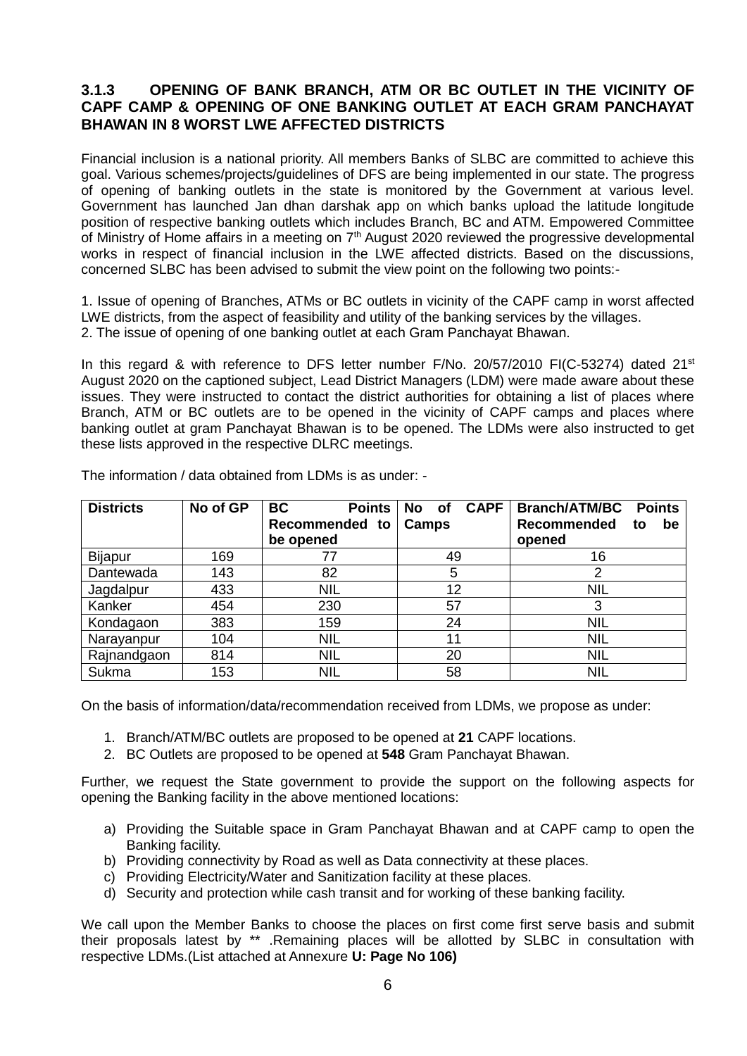### 3.1.3 OPENING OF BANK BRANCH, ATM OR BC OUTLET IN THE VICINITY OF CAPF CAMP & OPENING OF ONE BANKING OUTLET AT EACH GRAM PANCHAYAT BHAWAN IN 8 WORST LWE AFFECTED DISTRICTS

Financial inclusion is a national priority. All members Banks of SLBC are committed to achieve this goal. Various schemes/projects/guidelines of DFS are being implemented in our state. The progress of opening of banking outlets in the state is monitored by the Government at various level. Government has launched Jan dhan darshak app on which banks upload the latitude longitude position of respective banking outlets which includes Branch, BC and ATM. Empowered Committee of Ministry of Home affairs in a meeting on 7th August 2020 reviewed the progressive developmental works in respect of financial inclusion in the LWE affected districts. Based on the discussions, concerned SLBC has been advised to submit the view point on the following two points:-

1. Issue of opening of Branches, ATMs or BC outlets in vicinity of the CAPF camp in worst affected LWE districts, from the aspect of feasibility and utility of the banking services by the villages.
2. The issue of opening of one banking outlet at each Gram Panchayat Bhawan.

In this regard & with reference to DFS letter number F/No. 20/57/2010 FI(C-53274) dated 21st August 2020 on the captioned subject, Lead District Managers (LDM) were made aware about these issues. They were instructed to contact the district authorities for obtaining a list of places where Branch, ATM or BC outlets are to be opened in the vicinity of CAPF camps and places where banking outlet at gram Panchayat Bhawan is to be opened. The LDMs were also instructed to get these lists approved in the respective DLRC meetings.

The information / data obtained from LDMs is as under: -

| Districts | No of GP | BC Points Recommended to be opened | No of CAPF Camps | Branch/ATM/BC Points Recommended to be opened |
|---|---|---|---|---|
| Bijapur | 169 | 77 | 49 | 16 |
| Dantewada | 143 | 82 | 5 | 2 |
| Jagdalpur | 433 | NIL | 12 | NIL |
| Kanker | 454 | 230 | 57 | 3 |
| Kondagaon | 383 | 159 | 24 | NIL |
| Narayanpur | 104 | NIL | 11 | NIL |
| Rajnandgaon | 814 | NIL | 20 | NIL |
| Sukma | 153 | NIL | 58 | NIL |

On the basis of information/data/recommendation received from LDMs, we propose as under:

1. Branch/ATM/BC outlets are proposed to be opened at **21** CAPF locations.
2. BC Outlets are proposed to be opened at **548** Gram Panchayat Bhawan.

Further, we request the State government to provide the support on the following aspects for opening the Banking facility in the above mentioned locations:

a) Providing the Suitable space in Gram Panchayat Bhawan and at CAPF camp to open the Banking facility.
b) Providing connectivity by Road as well as Data connectivity at these places.
c) Providing Electricity/Water and Sanitization facility at these places.
d) Security and protection while cash transit and for working of these banking facility.

We call upon the Member Banks to choose the places on first come first serve basis and submit their proposals latest by ** .Remaining places will be allotted by SLBC in consultation with respective LDMs.(List attached at Annexure **U: Page No 106)**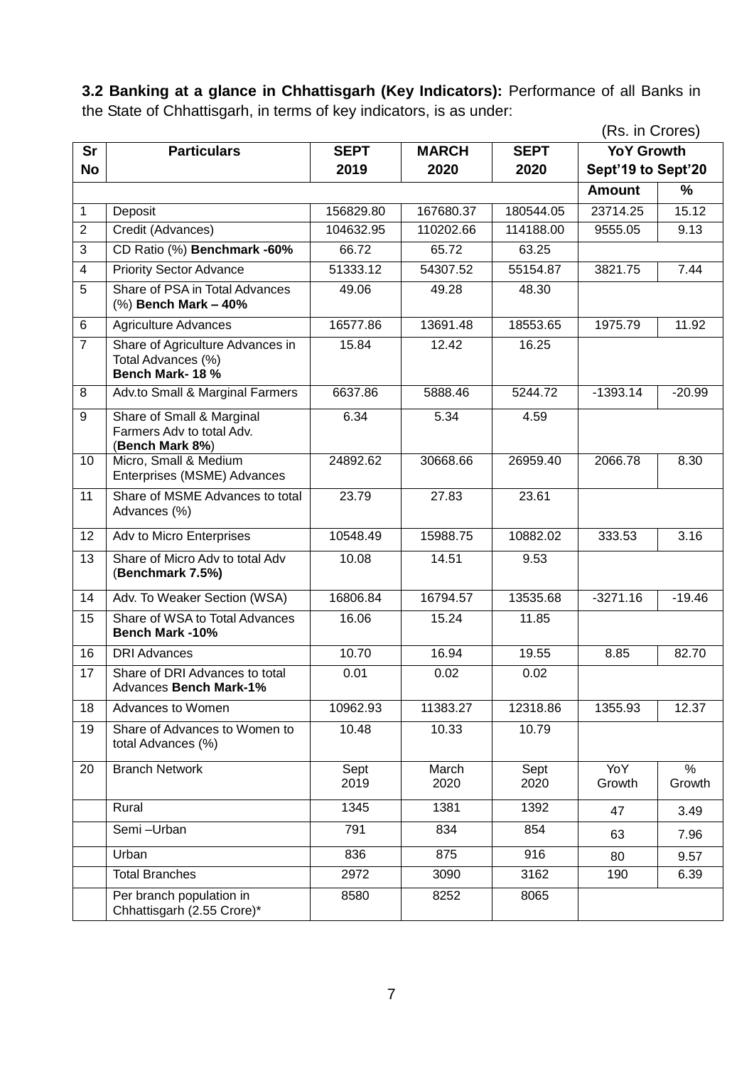**3.2 Banking at a glance in Chhattisgarh (Key Indicators):** Performance of all Banks in the State of Chhattisgarh, in terms of key indicators, is as under:

(Rs. in Crores)

| Sr No | Particulars | SEPT 2019 | MARCH 2020 | SEPT 2020 | YoY Growth Sept'19 to Sept'20 | |
|---|---|---|---|---|---|---|
| | | | | | **Amount** | **%** |
| 1 | Deposit | 156829.80 | 167680.37 | 180544.05 | 23714.25 | 15.12 |
| 2 | Credit (Advances) | 104632.95 | 110202.66 | 114188.00 | 9555.05 | 9.13 |
| 3 | CD Ratio (%) **Benchmark -60%** | 66.72 | 65.72 | 63.25 | | |
| 4 | Priority Sector Advance | 51333.12 | 54307.52 | 55154.87 | 3821.75 | 7.44 |
| 5 | Share of PSA in Total Advances (%) **Bench Mark – 40%** | 49.06 | 49.28 | 48.30 | | |
| 6 | Agriculture Advances | 16577.86 | 13691.48 | 18553.65 | 1975.79 | 11.92 |
| 7 | Share of Agriculture Advances in Total Advances (%) **Bench Mark- 18 %** | 15.84 | 12.42 | 16.25 | | |
| 8 | Adv.to Small & Marginal Farmers | 6637.86 | 5888.46 | 5244.72 | -1393.14 | -20.99 |
| 9 | Share of Small & Marginal Farmers Adv to total Adv. (**Bench Mark 8%**) | 6.34 | 5.34 | 4.59 | | |
| 10 | Micro, Small & Medium Enterprises (MSME) Advances | 24892.62 | 30668.66 | 26959.40 | 2066.78 | 8.30 |
| 11 | Share of MSME Advances to total Advances (%) | 23.79 | 27.83 | 23.61 | | |
| 12 | Adv to Micro Enterprises | 10548.49 | 15988.75 | 10882.02 | 333.53 | 3.16 |
| 13 | Share of Micro Adv to total Adv (**Benchmark 7.5%)** | 10.08 | 14.51 | 9.53 | | |
| 14 | Adv. To Weaker Section (WSA) | 16806.84 | 16794.57 | 13535.68 | -3271.16 | -19.46 |
| 15 | Share of WSA to Total Advances **Bench Mark -10%** | 16.06 | 15.24 | 11.85 | | |
| 16 | DRI Advances | 10.70 | 16.94 | 19.55 | 8.85 | 82.70 |
| 17 | Share of DRI Advances to total Advances **Bench Mark-1%** | 0.01 | 0.02 | 0.02 | | |
| 18 | Advances to Women | 10962.93 | 11383.27 | 12318.86 | 1355.93 | 12.37 |
| 19 | Share of Advances to Women to total Advances (%) | 10.48 | 10.33 | 10.79 | | |
| 20 | Branch Network | Sept 2019 | March 2020 | Sept 2020 | YoY Growth | % Growth |
| | Rural | 1345 | 1381 | 1392 | 47 | 3.49 |
| | Semi –Urban | 791 | 834 | 854 | 63 | 7.96 |
| | Urban | 836 | 875 | 916 | 80 | 9.57 |
| | Total Branches | 2972 | 3090 | 3162 | 190 | 6.39 |
| | Per branch population in Chhattisgarh (2.55 Crore)* | 8580 | 8252 | 8065 | | |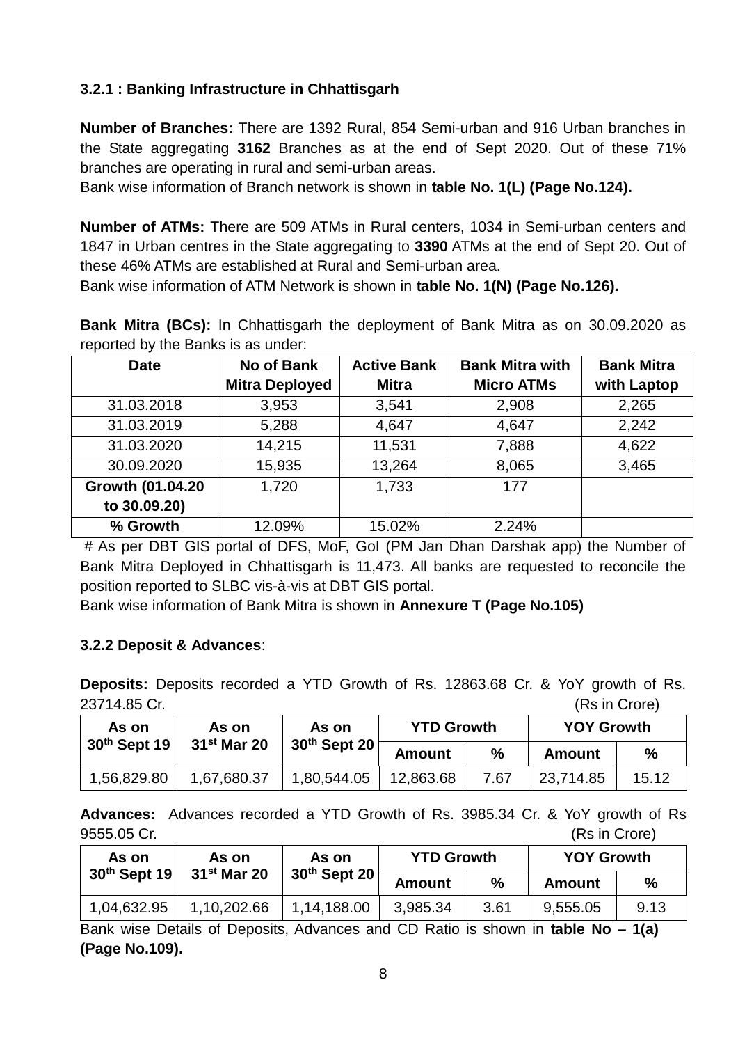### 3.2.1 : Banking Infrastructure in Chhattisgarh

**Number of Branches:** There are 1392 Rural, 854 Semi-urban and 916 Urban branches in the State aggregating **3162** Branches as at the end of Sept 2020. Out of these 71% branches are operating in rural and semi-urban areas.

Bank wise information of Branch network is shown in **table No. 1(L) (Page No.124).**

**Number of ATMs:** There are 509 ATMs in Rural centers, 1034 in Semi-urban centers and 1847 in Urban centres in the State aggregating to **3390** ATMs at the end of Sept 20. Out of these 46% ATMs are established at Rural and Semi-urban area.

Bank wise information of ATM Network is shown in **table No. 1(N) (Page No.126).**

**Bank Mitra (BCs):** In Chhattisgarh the deployment of Bank Mitra as on 30.09.2020 as reported by the Banks is as under:

| Date | No of Bank Mitra Deployed | Active Bank Mitra | Bank Mitra with Micro ATMs | Bank Mitra with Laptop |
|---|---|---|---|---|
| 31.03.2018 | 3,953 | 3,541 | 2,908 | 2,265 |
| 31.03.2019 | 5,288 | 4,647 | 4,647 | 2,242 |
| 31.03.2020 | 14,215 | 11,531 | 7,888 | 4,622 |
| 30.09.2020 | 15,935 | 13,264 | 8,065 | 3,465 |
| **Growth (01.04.20 to 30.09.20)** | 1,720 | 1,733 | 177 | |
| **% Growth** | 12.09% | 15.02% | 2.24% | |

# As per DBT GIS portal of DFS, MoF, GoI (PM Jan Dhan Darshak app) the Number of Bank Mitra Deployed in Chhattisgarh is 11,473. All banks are requested to reconcile the position reported to SLBC vis-à-vis at DBT GIS portal.

Bank wise information of Bank Mitra is shown in **Annexure T (Page No.105)**

### 3.2.2 Deposit & Advances:

**Deposits:** Deposits recorded a YTD Growth of Rs. 12863.68 Cr. & YoY growth of Rs. 23714.85 Cr. (Rs in Crore)

| As on 30th Sept 19 | As on 31st Mar 20 | As on 30th Sept 20 | YTD Growth | | YOY Growth | |
|---|---|---|---|---|---|---|
| | | | Amount | % | Amount | % |
| 1,56,829.80 | 1,67,680.37 | 1,80,544.05 | 12,863.68 | 7.67 | 23,714.85 | 15.12 |

**Advances:** Advances recorded a YTD Growth of Rs. 3985.34 Cr. & YoY growth of Rs 9555.05 Cr. (Rs in Crore)

| As on 30th Sept 19 | As on 31st Mar 20 | As on 30th Sept 20 | YTD Growth | | YOY Growth | |
|---|---|---|---|---|---|---|
| | | | Amount | % | Amount | % |
| 1,04,632.95 | 1,10,202.66 | 1,14,188.00 | 3,985.34 | 3.61 | 9,555.05 | 9.13 |

Bank wise Details of Deposits, Advances and CD Ratio is shown in **table No – 1(a) (Page No.109).**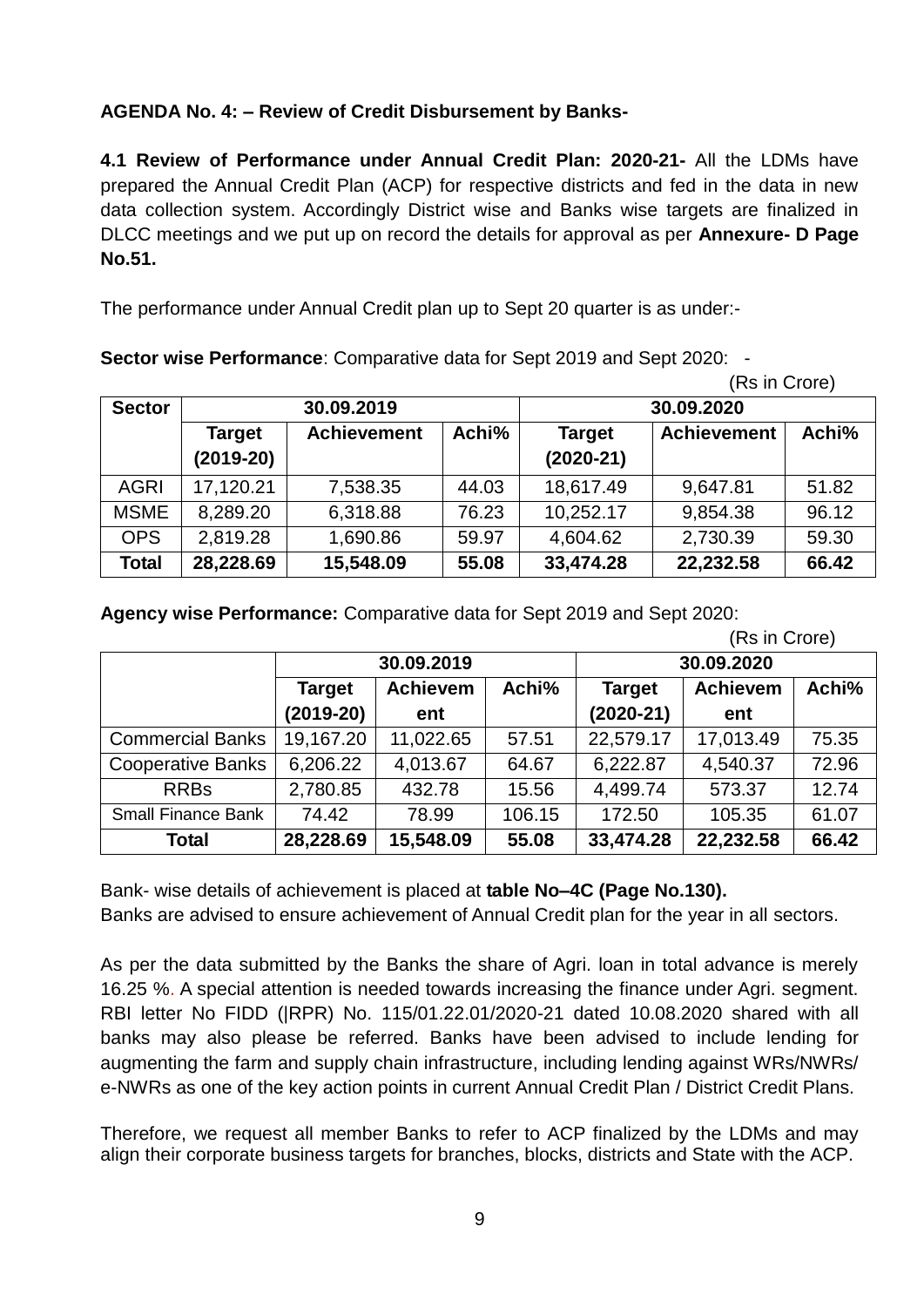**AGENDA No. 4: – Review of Credit Disbursement by Banks-**

**4.1 Review of Performance under Annual Credit Plan: 2020-21-** All the LDMs have prepared the Annual Credit Plan (ACP) for respective districts and fed in the data in new data collection system. Accordingly District wise and Banks wise targets are finalized in DLCC meetings and we put up on record the details for approval as per **Annexure- D Page No.51.**

The performance under Annual Credit plan up to Sept 20 quarter is as under:-

**Sector wise Performance**: Comparative data for Sept 2019 and Sept 2020: -

(Rs in Crore)

| Sector | 30.09.2019 | | | 30.09.2020 | | |
|---|---|---|---|---|---|---|
| | Target (2019-20) | Achievement | Achi% | Target (2020-21) | Achievement | Achi% |
| AGRI | 17,120.21 | 7,538.35 | 44.03 | 18,617.49 | 9,647.81 | 51.82 |
| MSME | 8,289.20 | 6,318.88 | 76.23 | 10,252.17 | 9,854.38 | 96.12 |
| OPS | 2,819.28 | 1,690.86 | 59.97 | 4,604.62 | 2,730.39 | 59.30 |
| **Total** | **28,228.69** | **15,548.09** | **55.08** | **33,474.28** | **22,232.58** | **66.42** |

**Agency wise Performance:** Comparative data for Sept 2019 and Sept 2020:

(Rs in Crore)

| | 30.09.2019 | | | 30.09.2020 | | |
|---|---|---|---|---|---|---|
| | Target (2019-20) | Achievement | Achi% | Target (2020-21) | Achievement | Achi% |
| Commercial Banks | 19,167.20 | 11,022.65 | 57.51 | 22,579.17 | 17,013.49 | 75.35 |
| Cooperative Banks | 6,206.22 | 4,013.67 | 64.67 | 6,222.87 | 4,540.37 | 72.96 |
| RRBs | 2,780.85 | 432.78 | 15.56 | 4,499.74 | 573.37 | 12.74 |
| Small Finance Bank | 74.42 | 78.99 | 106.15 | 172.50 | 105.35 | 61.07 |
| **Total** | **28,228.69** | **15,548.09** | **55.08** | **33,474.28** | **22,232.58** | **66.42** |

Bank- wise details of achievement is placed at **table No–4C (Page No.130).**
Banks are advised to ensure achievement of Annual Credit plan for the year in all sectors.

As per the data submitted by the Banks the share of Agri. loan in total advance is merely 16.25 %. A special attention is needed towards increasing the finance under Agri. segment. RBI letter No FIDD (|RPR) No. 115/01.22.01/2020-21 dated 10.08.2020 shared with all banks may also please be referred. Banks have been advised to include lending for augmenting the farm and supply chain infrastructure, including lending against WRs/NWRs/ e-NWRs as one of the key action points in current Annual Credit Plan / District Credit Plans.

Therefore, we request all member Banks to refer to ACP finalized by the LDMs and may align their corporate business targets for branches, blocks, districts and State with the ACP.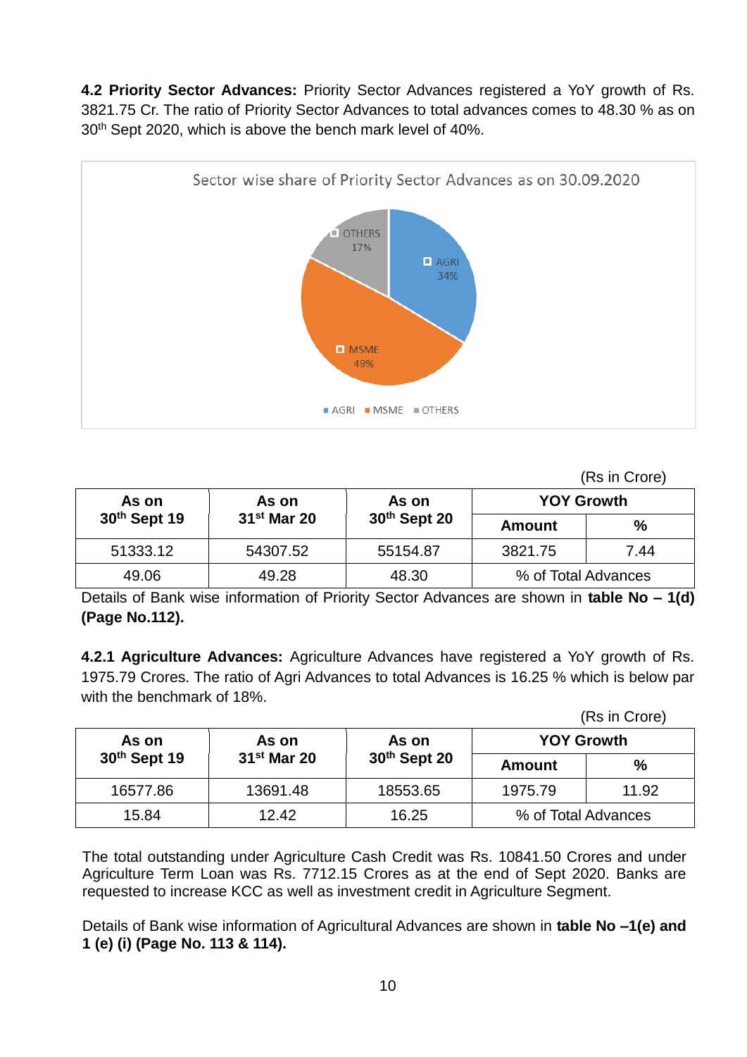**4.2 Priority Sector Advances:** Priority Sector Advances registered a YoY growth of Rs. 3821.75 Cr. The ratio of Priority Sector Advances to total advances comes to 48.30 % as on 30th Sept 2020, which is above the bench mark level of 40%.

Sector wise share of Priority Sector Advances as on 30.09.2020

- AGRI 34%
- MSME 49%
- OTHERS 17%

(Rs in Crore)

| As on 30th Sept 19 | As on 31st Mar 20 | As on 30th Sept 20 | YOY Growth | |
|---|---|---|---|---|
| | | | **Amount** | **%** |
| 51333.12 | 54307.52 | 55154.87 | 3821.75 | 7.44 |
| 49.06 | 49.28 | 48.30 | % of Total Advances | |

Details of Bank wise information of Priority Sector Advances are shown in **table No – 1(d) (Page No.112).**

**4.2.1 Agriculture Advances:** Agriculture Advances have registered a YoY growth of Rs. 1975.79 Crores. The ratio of Agri Advances to total Advances is 16.25 % which is below par with the benchmark of 18%.

(Rs in Crore)

| As on 30th Sept 19 | As on 31st Mar 20 | As on 30th Sept 20 | YOY Growth | |
|---|---|---|---|---|
| | | | **Amount** | **%** |
| 16577.86 | 13691.48 | 18553.65 | 1975.79 | 11.92 |
| 15.84 | 12.42 | 16.25 | % of Total Advances | |

The total outstanding under Agriculture Cash Credit was Rs. 10841.50 Crores and under Agriculture Term Loan was Rs. 7712.15 Crores as at the end of Sept 2020. Banks are requested to increase KCC as well as investment credit in Agriculture Segment.

Details of Bank wise information of Agricultural Advances are shown in **table No –1(e) and 1 (e) (i) (Page No. 113 & 114).**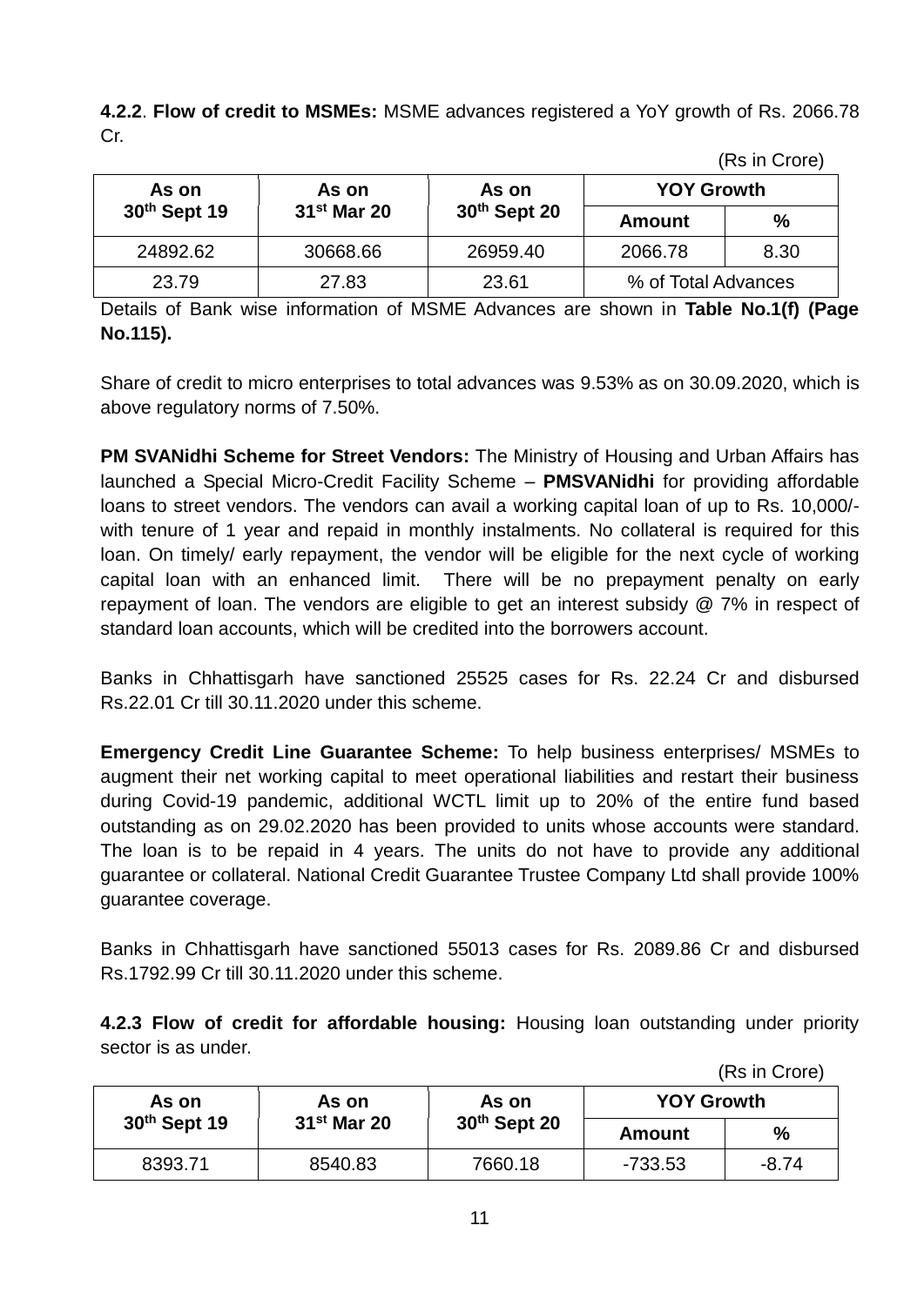**4.2.2**. **Flow of credit to MSMEs:** MSME advances registered a YoY growth of Rs. 2066.78 Cr.

(Rs in Crore)

| As on 30th Sept 19 | As on 31st Mar 20 | As on 30th Sept 20 | YOY Growth | |
|---|---|---|---|---|
| | | | **Amount** | **%** |
| 24892.62 | 30668.66 | 26959.40 | 2066.78 | 8.30 |
| 23.79 | 27.83 | 23.61 | % of Total Advances | |

Details of Bank wise information of MSME Advances are shown in **Table No.1(f) (Page No.115).**

Share of credit to micro enterprises to total advances was 9.53% as on 30.09.2020, which is above regulatory norms of 7.50%.

**PM SVANidhi Scheme for Street Vendors:** The Ministry of Housing and Urban Affairs has launched a Special Micro-Credit Facility Scheme – **PMSVANidhi** for providing affordable loans to street vendors. The vendors can avail a working capital loan of up to Rs. 10,000/- with tenure of 1 year and repaid in monthly instalments. No collateral is required for this loan. On timely/ early repayment, the vendor will be eligible for the next cycle of working capital loan with an enhanced limit. There will be no prepayment penalty on early repayment of loan. The vendors are eligible to get an interest subsidy @ 7% in respect of standard loan accounts, which will be credited into the borrowers account.

Banks in Chhattisgarh have sanctioned 25525 cases for Rs. 22.24 Cr and disbursed Rs.22.01 Cr till 30.11.2020 under this scheme.

**Emergency Credit Line Guarantee Scheme:** To help business enterprises/ MSMEs to augment their net working capital to meet operational liabilities and restart their business during Covid-19 pandemic, additional WCTL limit up to 20% of the entire fund based outstanding as on 29.02.2020 has been provided to units whose accounts were standard. The loan is to be repaid in 4 years. The units do not have to provide any additional guarantee or collateral. National Credit Guarantee Trustee Company Ltd shall provide 100% guarantee coverage.

Banks in Chhattisgarh have sanctioned 55013 cases for Rs. 2089.86 Cr and disbursed Rs.1792.99 Cr till 30.11.2020 under this scheme.

**4.2.3 Flow of credit for affordable housing:** Housing loan outstanding under priority sector is as under.

(Rs in Crore)

| As on 30th Sept 19 | As on 31st Mar 20 | As on 30th Sept 20 | YOY Growth | |
|---|---|---|---|---|
| | | | **Amount** | **%** |
| 8393.71 | 8540.83 | 7660.18 | -733.53 | -8.74 |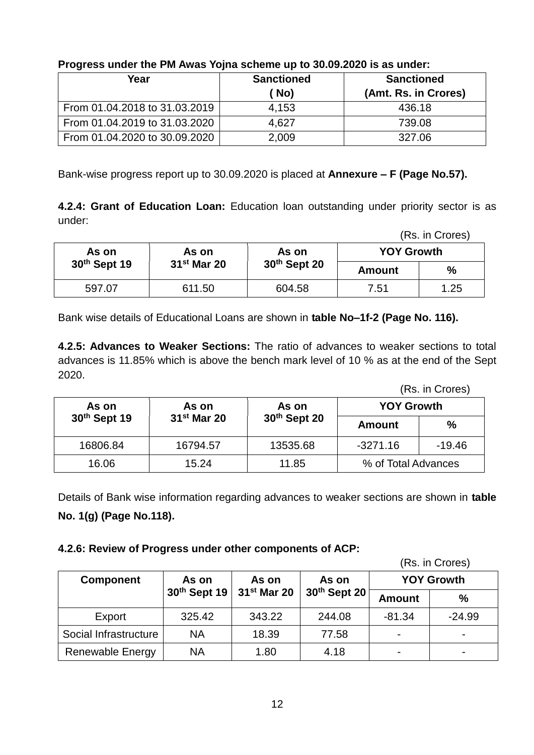**Progress under the PM Awas Yojna scheme up to 30.09.2020 is as under:**

| Year | Sanctioned ( No) | Sanctioned (Amt. Rs. in Crores) |
|---|---|---|
| From 01.04.2018 to 31.03.2019 | 4,153 | 436.18 |
| From 01.04.2019 to 31.03.2020 | 4,627 | 739.08 |
| From 01.04.2020 to 30.09.2020 | 2,009 | 327.06 |

Bank-wise progress report up to 30.09.2020 is placed at **Annexure – F (Page No.57).**

**4.2.4: Grant of Education Loan:** Education loan outstanding under priority sector is as under:

(Rs. in Crores)

| As on 30th Sept 19 | As on 31st Mar 20 | As on 30th Sept 20 | YOY Growth | |
|---|---|---|---|---|
| | | | Amount | % |
| 597.07 | 611.50 | 604.58 | 7.51 | 1.25 |

Bank wise details of Educational Loans are shown in **table No–1f-2 (Page No. 116).**

**4.2.5: Advances to Weaker Sections:** The ratio of advances to weaker sections to total advances is 11.85% which is above the bench mark level of 10 % as at the end of the Sept 2020.

(Rs. in Crores)

| As on 30th Sept 19 | As on 31st Mar 20 | As on 30th Sept 20 | YOY Growth | |
|---|---|---|---|---|
| | | | Amount | % |
| 16806.84 | 16794.57 | 13535.68 | -3271.16 | -19.46 |
| 16.06 | 15.24 | 11.85 | % of Total Advances | |

Details of Bank wise information regarding advances to weaker sections are shown in **table No. 1(g) (Page No.118).**

**4.2.6: Review of Progress under other components of ACP:**

(Rs. in Crores)

| Component | As on 30th Sept 19 | As on 31st Mar 20 | As on 30th Sept 20 | YOY Growth | |
|---|---|---|---|---|---|
| | | | | Amount | % |
| Export | 325.42 | 343.22 | 244.08 | -81.34 | -24.99 |
| Social Infrastructure | NA | 18.39 | 77.58 | - | - |
| Renewable Energy | NA | 1.80 | 4.18 | - | - |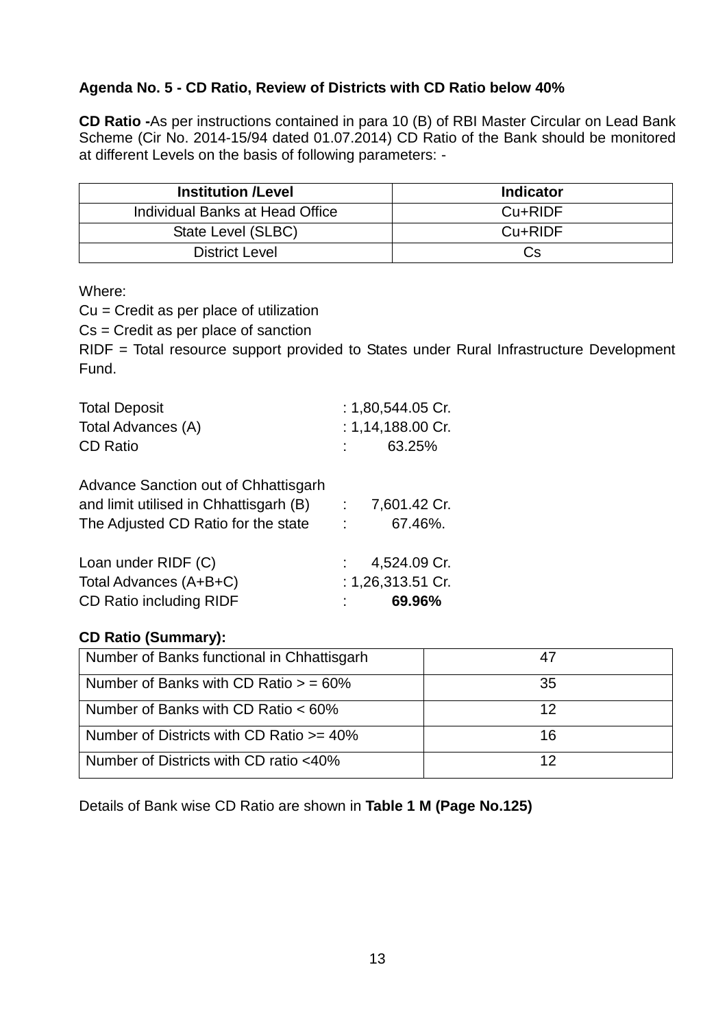**Agenda No. 5 - CD Ratio, Review of Districts with CD Ratio below 40%**

**CD Ratio -** As per instructions contained in para 10 (B) of RBI Master Circular on Lead Bank Scheme (Cir No. 2014-15/94 dated 01.07.2014) CD Ratio of the Bank should be monitored at different Levels on the basis of following parameters: -

| Institution /Level | Indicator |
|---|---|
| Individual Banks at Head Office | Cu+RIDF |
| State Level (SLBC) | Cu+RIDF |
| District Level | Cs |

Where:

Cu = Credit as per place of utilization

Cs = Credit as per place of sanction

RIDF = Total resource support provided to States under Rural Infrastructure Development Fund.

| | |
|---|---|
| Total Deposit | : 1,80,544.05 Cr. |
| Total Advances (A) | : 1,14,188.00 Cr. |
| CD Ratio | : 63.25% |
| Advance Sanction out of Chhattisgarh and limit utilised in Chhattisgarh (B) | : 7,601.42 Cr. |
| The Adjusted CD Ratio for the state | : 67.46%. |
| Loan under RIDF (C) | : 4,524.09 Cr. |
| Total Advances (A+B+C) | : 1,26,313.51 Cr. |
| CD Ratio including RIDF | : **69.96%** |

**CD Ratio (Summary):**

| Number of Banks functional in Chhattisgarh | 47 |
|---|---|
| Number of Banks with CD Ratio > = 60% | 35 |
| Number of Banks with CD Ratio < 60% | 12 |
| Number of Districts with CD Ratio >= 40% | 16 |
| Number of Districts with CD ratio <40% | 12 |

Details of Bank wise CD Ratio are shown in **Table 1 M (Page No.125)**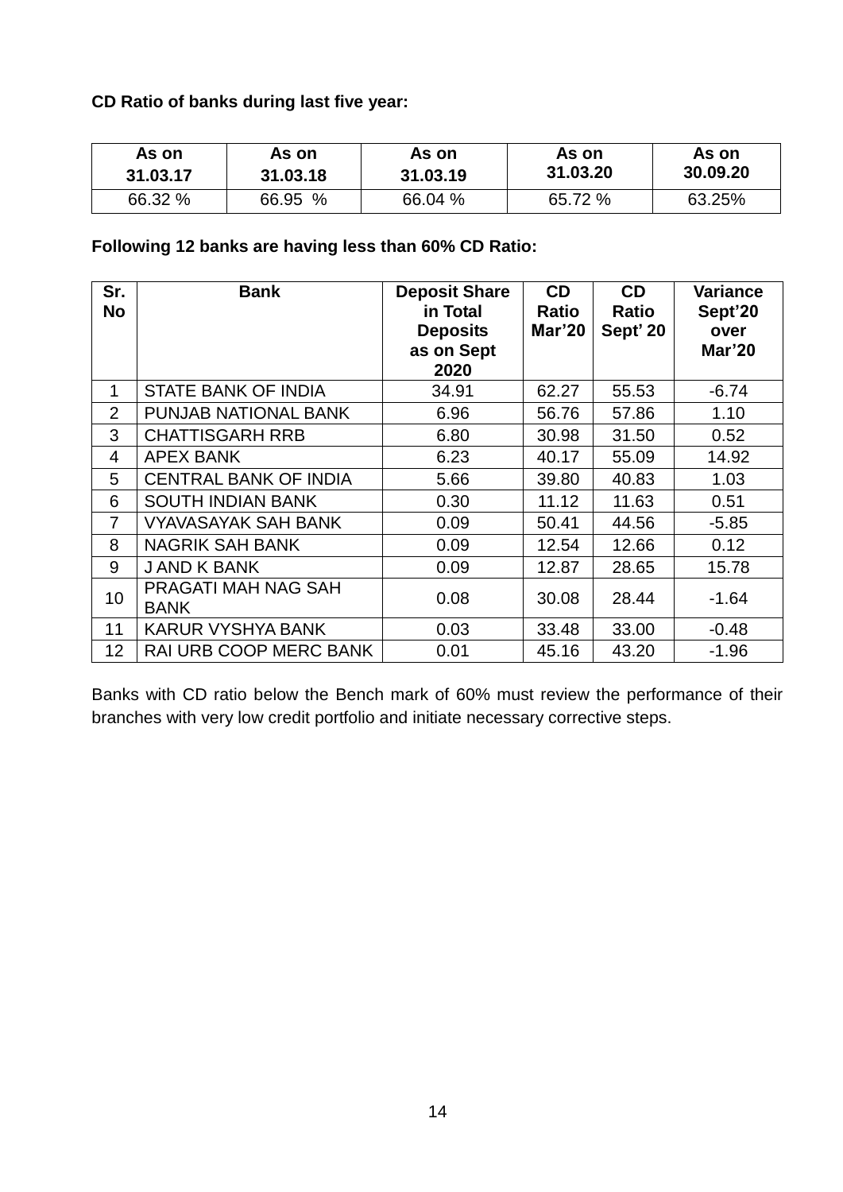**CD Ratio of banks during last five year:**

| As on 31.03.17 | As on 31.03.18 | As on 31.03.19 | As on 31.03.20 | As on 30.09.20 |
|---|---|---|---|---|
| 66.32 % | 66.95 % | 66.04 % | 65.72 % | 63.25% |

**Following 12 banks are having less than 60% CD Ratio:**

| Sr. No | Bank | Deposit Share in Total Deposits as on Sept 2020 | CD Ratio Mar'20 | CD Ratio Sept' 20 | Variance Sept'20 over Mar'20 |
|---|---|---|---|---|---|
| 1 | STATE BANK OF INDIA | 34.91 | 62.27 | 55.53 | -6.74 |
| 2 | PUNJAB NATIONAL BANK | 6.96 | 56.76 | 57.86 | 1.10 |
| 3 | CHATTISGARH RRB | 6.80 | 30.98 | 31.50 | 0.52 |
| 4 | APEX BANK | 6.23 | 40.17 | 55.09 | 14.92 |
| 5 | CENTRAL BANK OF INDIA | 5.66 | 39.80 | 40.83 | 1.03 |
| 6 | SOUTH INDIAN BANK | 0.30 | 11.12 | 11.63 | 0.51 |
| 7 | VYAVASAYAK SAH BANK | 0.09 | 50.41 | 44.56 | -5.85 |
| 8 | NAGRIK SAH BANK | 0.09 | 12.54 | 12.66 | 0.12 |
| 9 | J AND K BANK | 0.09 | 12.87 | 28.65 | 15.78 |
| 10 | PRAGATI MAH NAG SAH BANK | 0.08 | 30.08 | 28.44 | -1.64 |
| 11 | KARUR VYSHYA BANK | 0.03 | 33.48 | 33.00 | -0.48 |
| 12 | RAI URB COOP MERC BANK | 0.01 | 45.16 | 43.20 | -1.96 |

Banks with CD ratio below the Bench mark of 60% must review the performance of their branches with very low credit portfolio and initiate necessary corrective steps.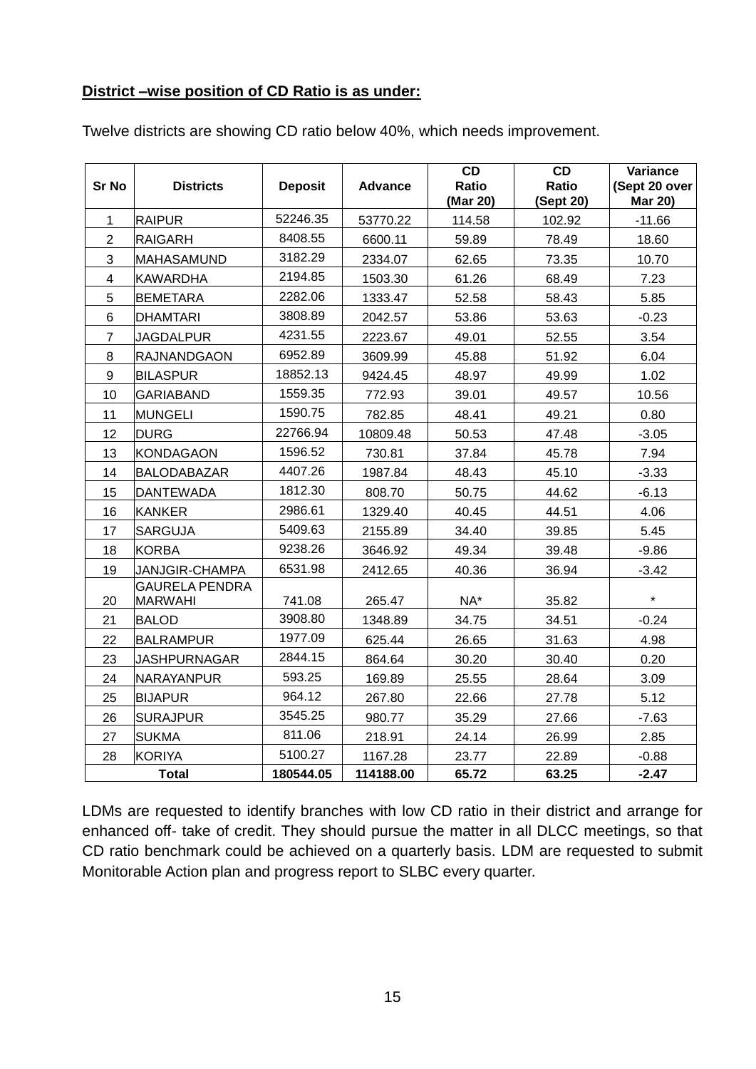**District –wise position of CD Ratio is as under:**

Twelve districts are showing CD ratio below 40%, which needs improvement.

| Sr No | Districts | Deposit | Advance | CD Ratio (Mar 20) | CD Ratio (Sept 20) | Variance (Sept 20 over Mar 20) |
|---|---|---|---|---|---|---|
| 1 | RAIPUR | 52246.35 | 53770.22 | 114.58 | 102.92 | -11.66 |
| 2 | RAIGARH | 8408.55 | 6600.11 | 59.89 | 78.49 | 18.60 |
| 3 | MAHASAMUND | 3182.29 | 2334.07 | 62.65 | 73.35 | 10.70 |
| 4 | KAWARDHA | 2194.85 | 1503.30 | 61.26 | 68.49 | 7.23 |
| 5 | BEMETARA | 2282.06 | 1333.47 | 52.58 | 58.43 | 5.85 |
| 6 | DHAMTARI | 3808.89 | 2042.57 | 53.86 | 53.63 | -0.23 |
| 7 | JAGDALPUR | 4231.55 | 2223.67 | 49.01 | 52.55 | 3.54 |
| 8 | RAJNANDGAON | 6952.89 | 3609.99 | 45.88 | 51.92 | 6.04 |
| 9 | BILASPUR | 18852.13 | 9424.45 | 48.97 | 49.99 | 1.02 |
| 10 | GARIABAND | 1559.35 | 772.93 | 39.01 | 49.57 | 10.56 |
| 11 | MUNGELI | 1590.75 | 782.85 | 48.41 | 49.21 | 0.80 |
| 12 | DURG | 22766.94 | 10809.48 | 50.53 | 47.48 | -3.05 |
| 13 | KONDAGAON | 1596.52 | 730.81 | 37.84 | 45.78 | 7.94 |
| 14 | BALODABAZAR | 4407.26 | 1987.84 | 48.43 | 45.10 | -3.33 |
| 15 | DANTEWADA | 1812.30 | 808.70 | 50.75 | 44.62 | -6.13 |
| 16 | KANKER | 2986.61 | 1329.40 | 40.45 | 44.51 | 4.06 |
| 17 | SARGUJA | 5409.63 | 2155.89 | 34.40 | 39.85 | 5.45 |
| 18 | KORBA | 9238.26 | 3646.92 | 49.34 | 39.48 | -9.86 |
| 19 | JANJGIR-CHAMPA | 6531.98 | 2412.65 | 40.36 | 36.94 | -3.42 |
| 20 | GAURELA PENDRA MARWAHI | 741.08 | 265.47 | NA* | 35.82 | * |
| 21 | BALOD | 3908.80 | 1348.89 | 34.75 | 34.51 | -0.24 |
| 22 | BALRAMPUR | 1977.09 | 625.44 | 26.65 | 31.63 | 4.98 |
| 23 | JASHPURNAGAR | 2844.15 | 864.64 | 30.20 | 30.40 | 0.20 |
| 24 | NARAYANPUR | 593.25 | 169.89 | 25.55 | 28.64 | 3.09 |
| 25 | BIJAPUR | 964.12 | 267.80 | 22.66 | 27.78 | 5.12 |
| 26 | SURAJPUR | 3545.25 | 980.77 | 35.29 | 27.66 | -7.63 |
| 27 | SUKMA | 811.06 | 218.91 | 24.14 | 26.99 | 2.85 |
| 28 | KORIYA | 5100.27 | 1167.28 | 23.77 | 22.89 | -0.88 |
| **Total** | | **180544.05** | **114188.00** | **65.72** | **63.25** | **-2.47** |

LDMs are requested to identify branches with low CD ratio in their district and arrange for enhanced off- take of credit. They should pursue the matter in all DLCC meetings, so that CD ratio benchmark could be achieved on a quarterly basis. LDM are requested to submit Monitorable Action plan and progress report to SLBC every quarter.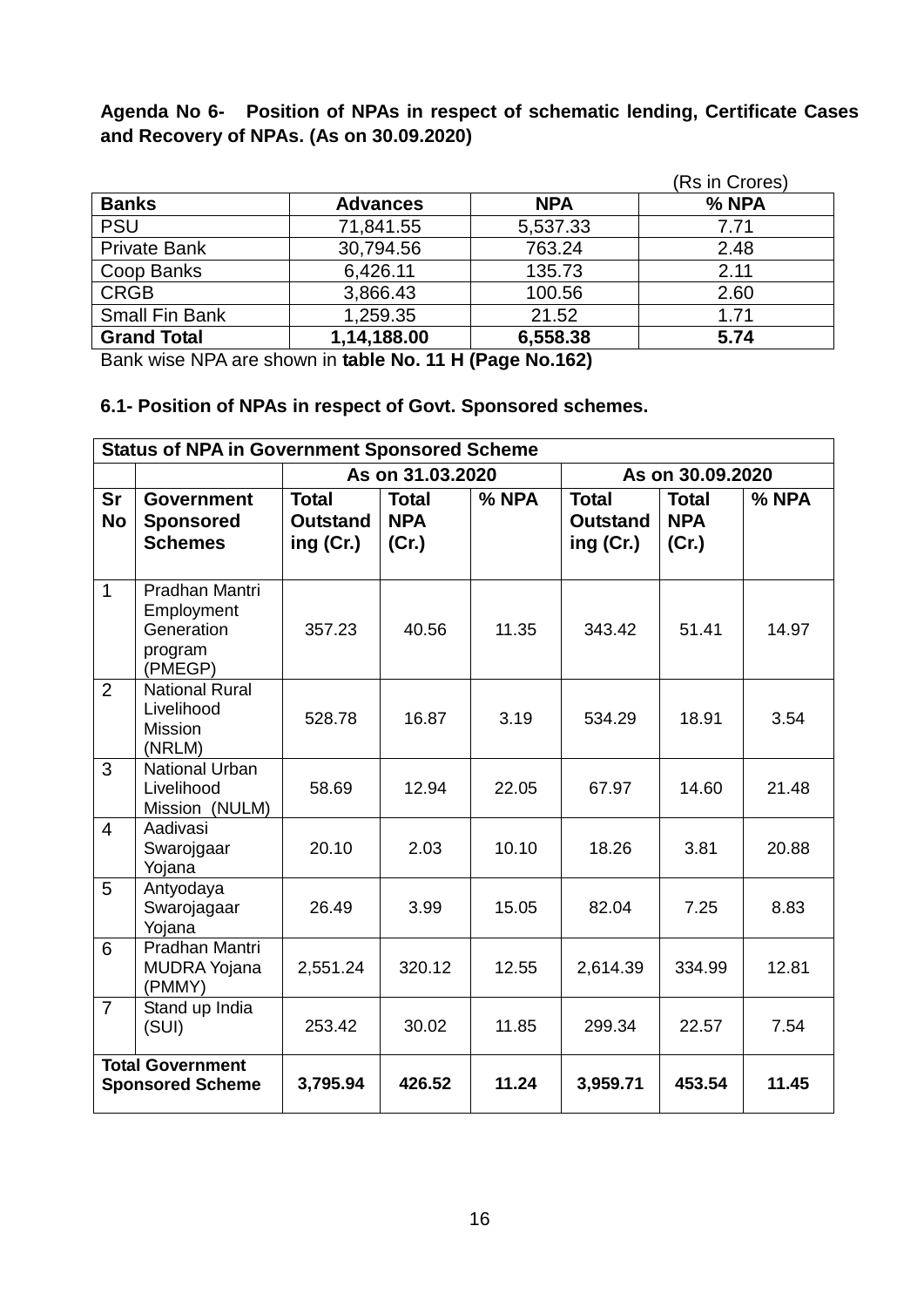**Agenda No 6- Position of NPAs in respect of schematic lending, Certificate Cases and Recovery of NPAs. (As on 30.09.2020)**

(Rs in Crores)

| Banks | Advances | NPA | % NPA |
|---|---|---|---|
| PSU | 71,841.55 | 5,537.33 | 7.71 |
| Private Bank | 30,794.56 | 763.24 | 2.48 |
| Coop Banks | 6,426.11 | 135.73 | 2.11 |
| CRGB | 3,866.43 | 100.56 | 2.60 |
| Small Fin Bank | 1,259.35 | 21.52 | 1.71 |
| **Grand Total** | **1,14,188.00** | **6,558.38** | **5.74** |

Bank wise NPA are shown in **table No. 11 H (Page No.162)**

**6.1- Position of NPAs in respect of Govt. Sponsored schemes.**

| **Status of NPA in Government Sponsored Scheme** | | | | | | | |
|---|---|---|---|---|---|---|---|
| | | As on 31.03.2020 | | | As on 30.09.2020 | | |
| **Sr No** | **Government Sponsored Schemes** | **Total Outstanding (Cr.)** | **Total NPA (Cr.)** | **% NPA** | **Total Outstanding (Cr.)** | **Total NPA (Cr.)** | **% NPA** |
| 1 | Pradhan Mantri Employment Generation program (PMEGP) | 357.23 | 40.56 | 11.35 | 343.42 | 51.41 | 14.97 |
| 2 | National Rural Livelihood Mission (NRLM) | 528.78 | 16.87 | 3.19 | 534.29 | 18.91 | 3.54 |
| 3 | National Urban Livelihood Mission (NULM) | 58.69 | 12.94 | 22.05 | 67.97 | 14.60 | 21.48 |
| 4 | Aadivasi Swarojgaar Yojana | 20.10 | 2.03 | 10.10 | 18.26 | 3.81 | 20.88 |
| 5 | Antyodaya Swarojagaar Yojana | 26.49 | 3.99 | 15.05 | 82.04 | 7.25 | 8.83 |
| 6 | Pradhan Mantri MUDRA Yojana (PMMY) | 2,551.24 | 320.12 | 12.55 | 2,614.39 | 334.99 | 12.81 |
| 7 | Stand up India (SUI) | 253.42 | 30.02 | 11.85 | 299.34 | 22.57 | 7.54 |
| **Total Government Sponsored Scheme** | | **3,795.94** | **426.52** | **11.24** | **3,959.71** | **453.54** | **11.45** |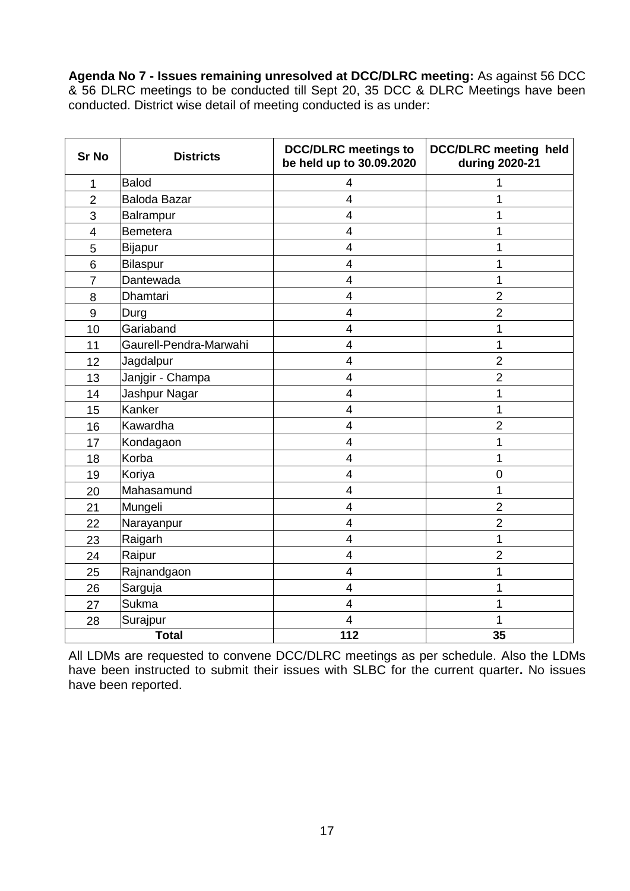**Agenda No 7 - Issues remaining unresolved at DCC/DLRC meeting:** As against 56 DCC & 56 DLRC meetings to be conducted till Sept 20, 35 DCC & DLRC Meetings have been conducted. District wise detail of meeting conducted is as under:

| Sr No | Districts | DCC/DLRC meetings to be held up to 30.09.2020 | DCC/DLRC meeting held during 2020-21 |
|---|---|---|---|
| 1 | Balod | 4 | 1 |
| 2 | Baloda Bazar | 4 | 1 |
| 3 | Balrampur | 4 | 1 |
| 4 | Bemetera | 4 | 1 |
| 5 | Bijapur | 4 | 1 |
| 6 | Bilaspur | 4 | 1 |
| 7 | Dantewada | 4 | 1 |
| 8 | Dhamtari | 4 | 2 |
| 9 | Durg | 4 | 2 |
| 10 | Gariaband | 4 | 1 |
| 11 | Gaurell-Pendra-Marwahi | 4 | 1 |
| 12 | Jagdalpur | 4 | 2 |
| 13 | Janjgir - Champa | 4 | 2 |
| 14 | Jashpur Nagar | 4 | 1 |
| 15 | Kanker | 4 | 1 |
| 16 | Kawardha | 4 | 2 |
| 17 | Kondagaon | 4 | 1 |
| 18 | Korba | 4 | 1 |
| 19 | Koriya | 4 | 0 |
| 20 | Mahasamund | 4 | 1 |
| 21 | Mungeli | 4 | 2 |
| 22 | Narayanpur | 4 | 2 |
| 23 | Raigarh | 4 | 1 |
| 24 | Raipur | 4 | 2 |
| 25 | Rajnandgaon | 4 | 1 |
| 26 | Sarguja | 4 | 1 |
| 27 | Sukma | 4 | 1 |
| 28 | Surajpur | 4 | 1 |
| **Total** | | **112** | **35** |

All LDMs are requested to convene DCC/DLRC meetings as per schedule. Also the LDMs have been instructed to submit their issues with SLBC for the current quarter**.** No issues have been reported.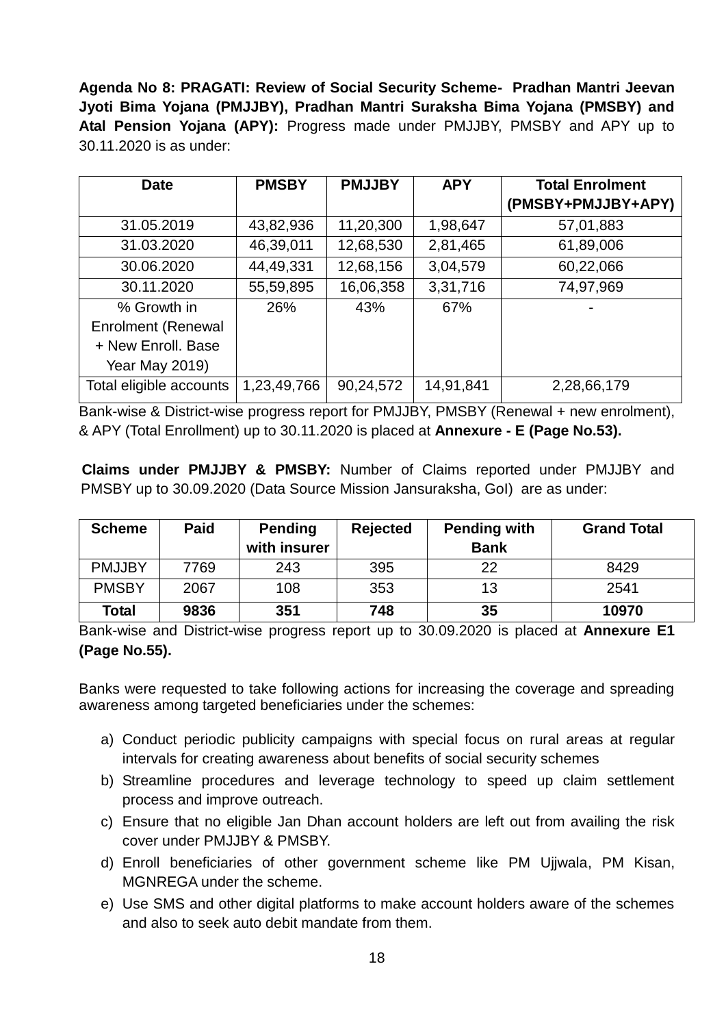**Agenda No 8: PRAGATI: Review of Social Security Scheme- Pradhan Mantri Jeevan Jyoti Bima Yojana (PMJJBY), Pradhan Mantri Suraksha Bima Yojana (PMSBY) and Atal Pension Yojana (APY):** Progress made under PMJJBY, PMSBY and APY up to 30.11.2020 is as under:

| Date | PMSBY | PMJJBY | APY | Total Enrolment (PMSBY+PMJJBY+APY) |
|---|---|---|---|---|
| 31.05.2019 | 43,82,936 | 11,20,300 | 1,98,647 | 57,01,883 |
| 31.03.2020 | 46,39,011 | 12,68,530 | 2,81,465 | 61,89,006 |
| 30.06.2020 | 44,49,331 | 12,68,156 | 3,04,579 | 60,22,066 |
| 30.11.2020 | 55,59,895 | 16,06,358 | 3,31,716 | 74,97,969 |
| % Growth in Enrolment (Renewal + New Enroll. Base Year May 2019) | 26% | 43% | 67% | - |
| Total eligible accounts | 1,23,49,766 | 90,24,572 | 14,91,841 | 2,28,66,179 |

Bank-wise & District-wise progress report for PMJJBY, PMSBY (Renewal + new enrolment), & APY (Total Enrollment) up to 30.11.2020 is placed at **Annexure - E (Page No.53).**

**Claims under PMJJBY & PMSBY:** Number of Claims reported under PMJJBY and PMSBY up to 30.09.2020 (Data Source Mission Jansuraksha, GoI) are as under:

| Scheme | Paid | Pending with insurer | Rejected | Pending with Bank | Grand Total |
|---|---|---|---|---|---|
| PMJJBY | 7769 | 243 | 395 | 22 | 8429 |
| PMSBY | 2067 | 108 | 353 | 13 | 2541 |
| **Total** | **9836** | **351** | **748** | **35** | **10970** |

Bank-wise and District-wise progress report up to 30.09.2020 is placed at **Annexure E1 (Page No.55).**

Banks were requested to take following actions for increasing the coverage and spreading awareness among targeted beneficiaries under the schemes:

a) Conduct periodic publicity campaigns with special focus on rural areas at regular intervals for creating awareness about benefits of social security schemes
b) Streamline procedures and leverage technology to speed up claim settlement process and improve outreach.
c) Ensure that no eligible Jan Dhan account holders are left out from availing the risk cover under PMJJBY & PMSBY.
d) Enroll beneficiaries of other government scheme like PM Ujjwala, PM Kisan, MGNREGA under the scheme.
e) Use SMS and other digital platforms to make account holders aware of the schemes and also to seek auto debit mandate from them.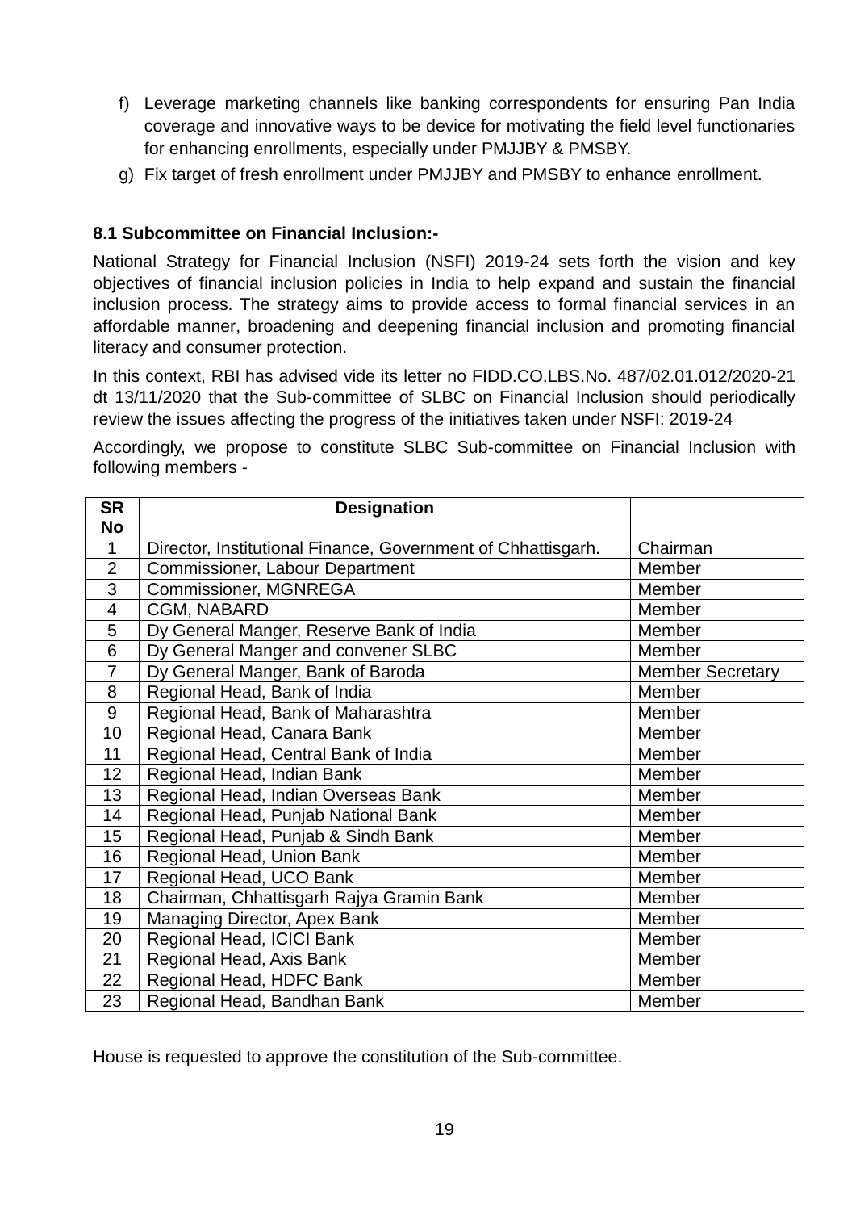f) Leverage marketing channels like banking correspondents for ensuring Pan India coverage and innovative ways to be device for motivating the field level functionaries for enhancing enrollments, especially under PMJJBY & PMSBY.

g) Fix target of fresh enrollment under PMJJBY and PMSBY to enhance enrollment.

**8.1 Subcommittee on Financial Inclusion:-**

National Strategy for Financial Inclusion (NSFI) 2019-24 sets forth the vision and key objectives of financial inclusion policies in India to help expand and sustain the financial inclusion process. The strategy aims to provide access to formal financial services in an affordable manner, broadening and deepening financial inclusion and promoting financial literacy and consumer protection.

In this context, RBI has advised vide its letter no FIDD.CO.LBS.No. 487/02.01.012/2020-21 dt 13/11/2020 that the Sub-committee of SLBC on Financial Inclusion should periodically review the issues affecting the progress of the initiatives taken under NSFI: 2019-24

Accordingly, we propose to constitute SLBC Sub-committee on Financial Inclusion with following members -

| SR No | Designation | |
|---|---|---|
| 1 | Director, Institutional Finance, Government of Chhattisgarh. | Chairman |
| 2 | Commissioner, Labour Department | Member |
| 3 | Commissioner, MGNREGA | Member |
| 4 | CGM, NABARD | Member |
| 5 | Dy General Manger, Reserve Bank of India | Member |
| 6 | Dy General Manger and convener SLBC | Member |
| 7 | Dy General Manger, Bank of Baroda | Member Secretary |
| 8 | Regional Head, Bank of India | Member |
| 9 | Regional Head, Bank of Maharashtra | Member |
| 10 | Regional Head, Canara Bank | Member |
| 11 | Regional Head, Central Bank of India | Member |
| 12 | Regional Head, Indian Bank | Member |
| 13 | Regional Head, Indian Overseas Bank | Member |
| 14 | Regional Head, Punjab National Bank | Member |
| 15 | Regional Head, Punjab & Sindh Bank | Member |
| 16 | Regional Head, Union Bank | Member |
| 17 | Regional Head, UCO Bank | Member |
| 18 | Chairman, Chhattisgarh Rajya Gramin Bank | Member |
| 19 | Managing Director, Apex Bank | Member |
| 20 | Regional Head, ICICI Bank | Member |
| 21 | Regional Head, Axis Bank | Member |
| 22 | Regional Head, HDFC Bank | Member |
| 23 | Regional Head, Bandhan Bank | Member |

House is requested to approve the constitution of the Sub-committee.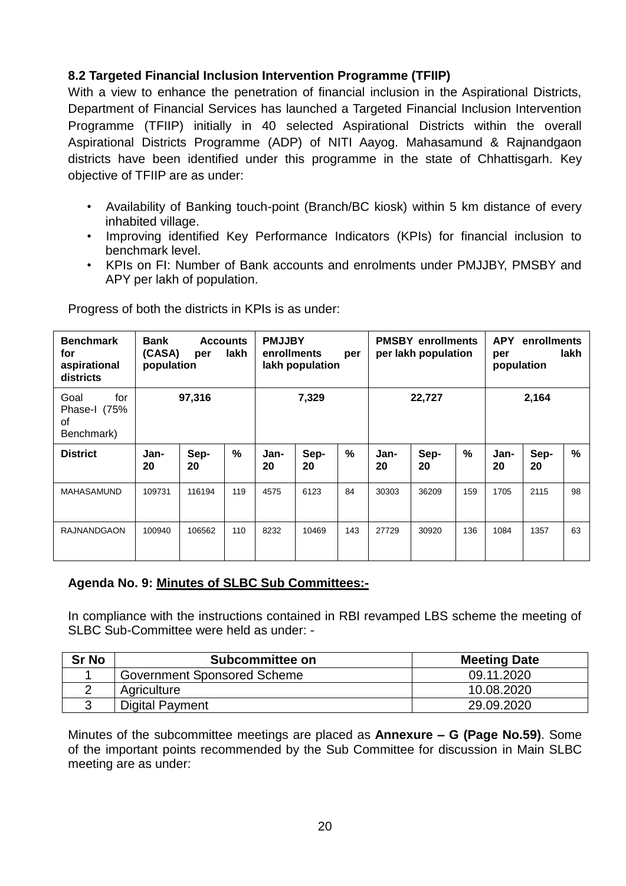### 8.2 Targeted Financial Inclusion Intervention Programme (TFIIP)

With a view to enhance the penetration of financial inclusion in the Aspirational Districts, Department of Financial Services has launched a Targeted Financial Inclusion Intervention Programme (TFIIP) initially in 40 selected Aspirational Districts within the overall Aspirational Districts Programme (ADP) of NITI Aayog. Mahasamund & Rajnandgaon districts have been identified under this programme in the state of Chhattisgarh. Key objective of TFIIP are as under:

- Availability of Banking touch-point (Branch/BC kiosk) within 5 km distance of every inhabited village.
- Improving identified Key Performance Indicators (KPIs) for financial inclusion to benchmark level.
- KPIs on FI: Number of Bank accounts and enrolments under PMJJBY, PMSBY and APY per lakh of population.

Progress of both the districts in KPIs is as under:

| **Benchmark for aspirational districts** | **Bank Accounts (CASA) per lakh population** | | | **PMJJBY enrollments per lakh population** | | | **PMSBY enrollments per lakh population** | | | **APY enrollments per lakh population** | | |
|---|---|---|---|---|---|---|---|---|---|---|---|---|
| Goal for Phase-I (75% of Benchmark) | **97,316** | | | **7,329** | | | **22,727** | | | **2,164** | | |
| **District** | **Jan-20** | **Sep-20** | **%** | **Jan-20** | **Sep-20** | **%** | **Jan-20** | **Sep-20** | **%** | **Jan-20** | **Sep-20** | **%** |
| MAHASAMUND | 109731 | 116194 | 119 | 4575 | 6123 | 84 | 30303 | 36209 | 159 | 1705 | 2115 | 98 |
| RAJNANDGAON | 100940 | 106562 | 110 | 8232 | 10469 | 143 | 27729 | 30920 | 136 | 1084 | 1357 | 63 |

### Agenda No. 9: Minutes of SLBC Sub Committees:-

In compliance with the instructions contained in RBI revamped LBS scheme the meeting of SLBC Sub-Committee were held as under: -

| Sr No | Subcommittee on | Meeting Date |
|---|---|---|
| 1 | Government Sponsored Scheme | 09.11.2020 |
| 2 | Agriculture | 10.08.2020 |
| 3 | Digital Payment | 29.09.2020 |

Minutes of the subcommittee meetings are placed as **Annexure – G (Page No.59)**. Some of the important points recommended by the Sub Committee for discussion in Main SLBC meeting are as under: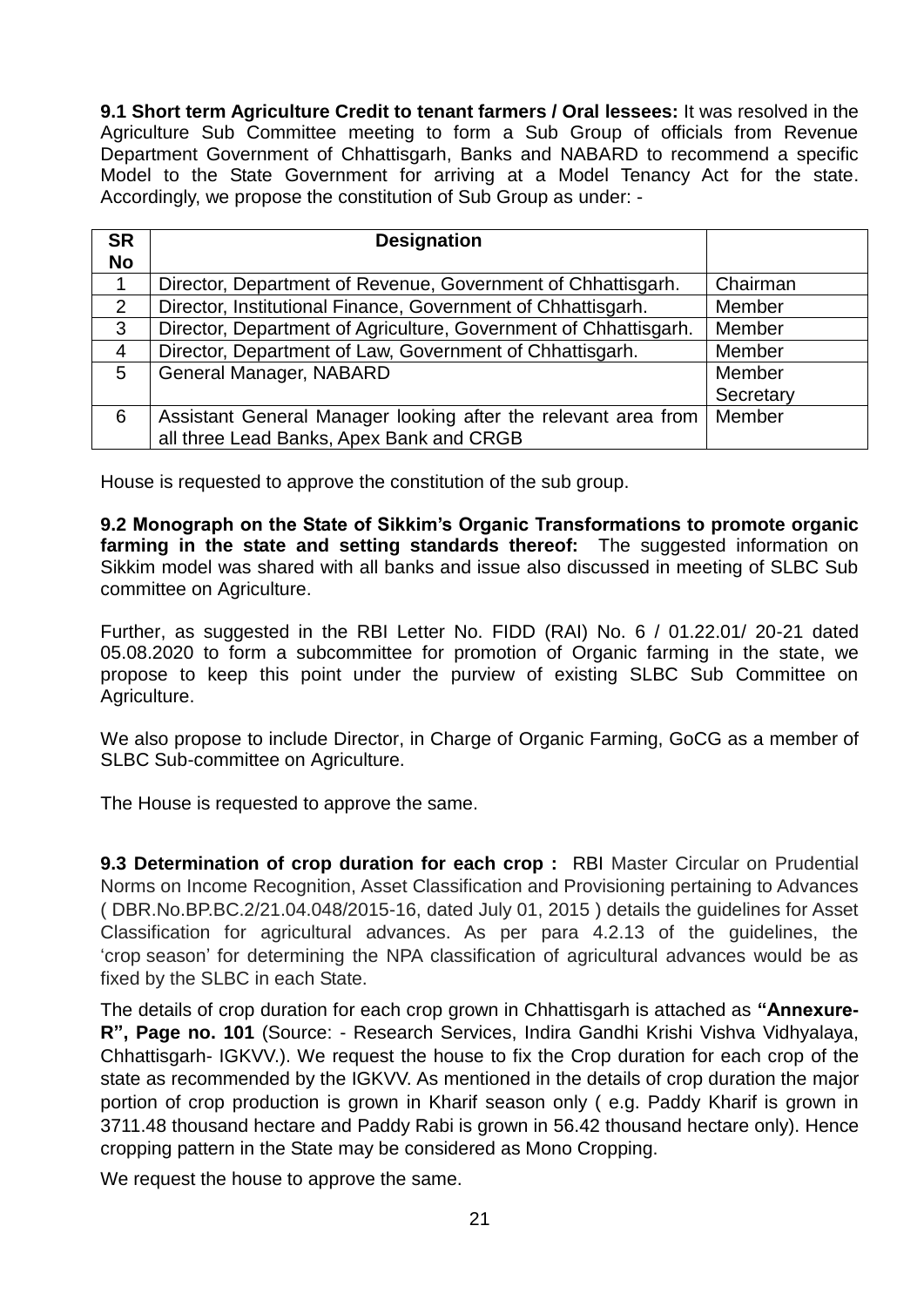**9.1 Short term Agriculture Credit to tenant farmers / Oral lessees:** It was resolved in the Agriculture Sub Committee meeting to form a Sub Group of officials from Revenue Department Government of Chhattisgarh, Banks and NABARD to recommend a specific Model to the State Government for arriving at a Model Tenancy Act for the state. Accordingly, we propose the constitution of Sub Group as under: -

| SR No | Designation | |
|---|---|---|
| 1 | Director, Department of Revenue, Government of Chhattisgarh. | Chairman |
| 2 | Director, Institutional Finance, Government of Chhattisgarh. | Member |
| 3 | Director, Department of Agriculture, Government of Chhattisgarh. | Member |
| 4 | Director, Department of Law, Government of Chhattisgarh. | Member |
| 5 | General Manager, NABARD | Member Secretary |
| 6 | Assistant General Manager looking after the relevant area from all three Lead Banks, Apex Bank and CRGB | Member |

House is requested to approve the constitution of the sub group.

**9.2 Monograph on the State of Sikkim's Organic Transformations to promote organic farming in the state and setting standards thereof:** The suggested information on Sikkim model was shared with all banks and issue also discussed in meeting of SLBC Sub committee on Agriculture.

Further, as suggested in the RBI Letter No. FIDD (RAI) No. 6 / 01.22.01/ 20-21 dated 05.08.2020 to form a subcommittee for promotion of Organic farming in the state, we propose to keep this point under the purview of existing SLBC Sub Committee on Agriculture.

We also propose to include Director, in Charge of Organic Farming, GoCG as a member of SLBC Sub-committee on Agriculture.

The House is requested to approve the same.

**9.3 Determination of crop duration for each crop :** RBI Master Circular on Prudential Norms on Income Recognition, Asset Classification and Provisioning pertaining to Advances ( DBR.No.BP.BC.2/21.04.048/2015-16, dated July 01, 2015 ) details the guidelines for Asset Classification for agricultural advances. As per para 4.2.13 of the guidelines, the 'crop season' for determining the NPA classification of agricultural advances would be as fixed by the SLBC in each State.

The details of crop duration for each crop grown in Chhattisgarh is attached as **"Annexure-R", Page no. 101** (Source: - Research Services, Indira Gandhi Krishi Vishva Vidhyalaya, Chhattisgarh- IGKVV.). We request the house to fix the Crop duration for each crop of the state as recommended by the IGKVV. As mentioned in the details of crop duration the major portion of crop production is grown in Kharif season only ( e.g. Paddy Kharif is grown in 3711.48 thousand hectare and Paddy Rabi is grown in 56.42 thousand hectare only). Hence cropping pattern in the State may be considered as Mono Cropping.

We request the house to approve the same.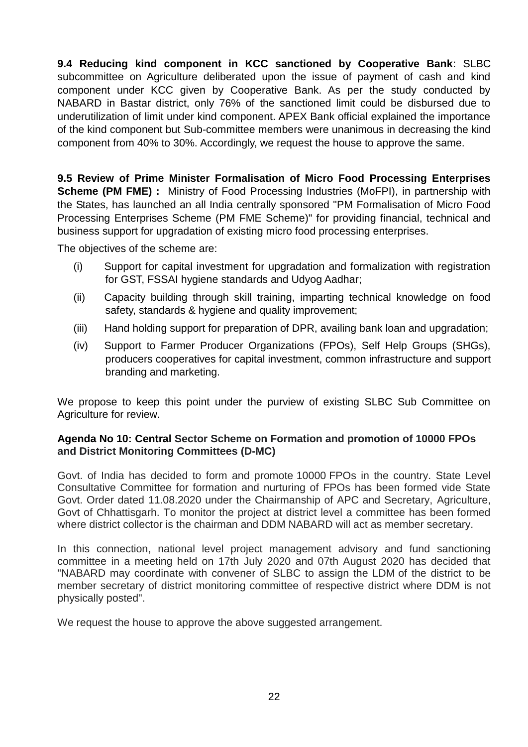**9.4 Reducing kind component in KCC sanctioned by Cooperative Bank**: SLBC subcommittee on Agriculture deliberated upon the issue of payment of cash and kind component under KCC given by Cooperative Bank. As per the study conducted by NABARD in Bastar district, only 76% of the sanctioned limit could be disbursed due to underutilization of limit under kind component. APEX Bank official explained the importance of the kind component but Sub-committee members were unanimous in decreasing the kind component from 40% to 30%. Accordingly, we request the house to approve the same.

**9.5 Review of Prime Minister Formalisation of Micro Food Processing Enterprises Scheme (PM FME) :** Ministry of Food Processing Industries (MoFPI), in partnership with the States, has launched an all India centrally sponsored "PM Formalisation of Micro Food Processing Enterprises Scheme (PM FME Scheme)" for providing financial, technical and business support for upgradation of existing micro food processing enterprises.

The objectives of the scheme are:

(i) Support for capital investment for upgradation and formalization with registration for GST, FSSAI hygiene standards and Udyog Aadhar;

(ii) Capacity building through skill training, imparting technical knowledge on food safety, standards & hygiene and quality improvement;

(iii) Hand holding support for preparation of DPR, availing bank loan and upgradation;

(iv) Support to Farmer Producer Organizations (FPOs), Self Help Groups (SHGs), producers cooperatives for capital investment, common infrastructure and support branding and marketing.

We propose to keep this point under the purview of existing SLBC Sub Committee on Agriculture for review.

**Agenda No 10: Central Sector Scheme on Formation and promotion of 10000 FPOs and District Monitoring Committees (D-MC)**

Govt. of India has decided to form and promote 10000 FPOs in the country. State Level Consultative Committee for formation and nurturing of FPOs has been formed vide State Govt. Order dated 11.08.2020 under the Chairmanship of APC and Secretary, Agriculture, Govt of Chhattisgarh. To monitor the project at district level a committee has been formed where district collector is the chairman and DDM NABARD will act as member secretary.

In this connection, national level project management advisory and fund sanctioning committee in a meeting held on 17th July 2020 and 07th August 2020 has decided that "NABARD may coordinate with convener of SLBC to assign the LDM of the district to be member secretary of district monitoring committee of respective district where DDM is not physically posted".

We request the house to approve the above suggested arrangement.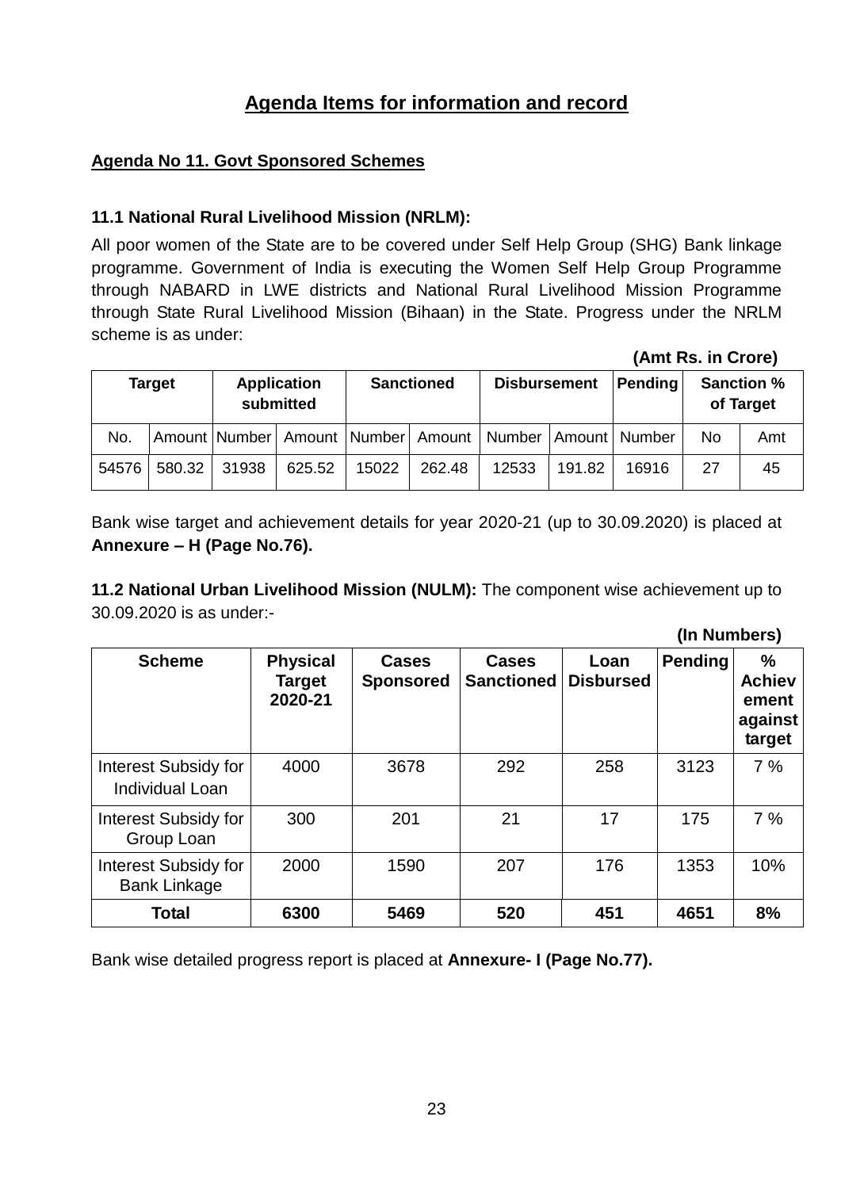# Agenda Items for information and record

## Agenda No 11. Govt Sponsored Schemes

### 11.1 National Rural Livelihood Mission (NRLM):

All poor women of the State are to be covered under Self Help Group (SHG) Bank linkage programme. Government of India is executing the Women Self Help Group Programme through NABARD in LWE districts and National Rural Livelihood Mission Programme through State Rural Livelihood Mission (Bihaan) in the State. Progress under the NRLM scheme is as under:

**(Amt Rs. in Crore)**

| Target | | Application submitted | | Sanctioned | | Disbursement | | Pending | Sanction % of Target | |
|---|---|---|---|---|---|---|---|---|---|---|
| No. | Amount | Number | Amount | Number | Amount | Number | Amount | Number | No | Amt |
| 54576 | 580.32 | 31938 | 625.52 | 15022 | 262.48 | 12533 | 191.82 | 16916 | 27 | 45 |

Bank wise target and achievement details for year 2020-21 (up to 30.09.2020) is placed at **Annexure – H (Page No.76).**

**11.2 National Urban Livelihood Mission (NULM):** The component wise achievement up to 30.09.2020 is as under:-

**(In Numbers)**

| Scheme | Physical Target 2020-21 | Cases Sponsored | Cases Sanctioned | Loan Disbursed | Pending | % Achievement against target |
|---|---|---|---|---|---|---|
| Interest Subsidy for Individual Loan | 4000 | 3678 | 292 | 258 | 3123 | 7 % |
| Interest Subsidy for Group Loan | 300 | 201 | 21 | 17 | 175 | 7 % |
| Interest Subsidy for Bank Linkage | 2000 | 1590 | 207 | 176 | 1353 | 10% |
| **Total** | **6300** | **5469** | **520** | **451** | **4651** | **8%** |

Bank wise detailed progress report is placed at **Annexure- I (Page No.77).**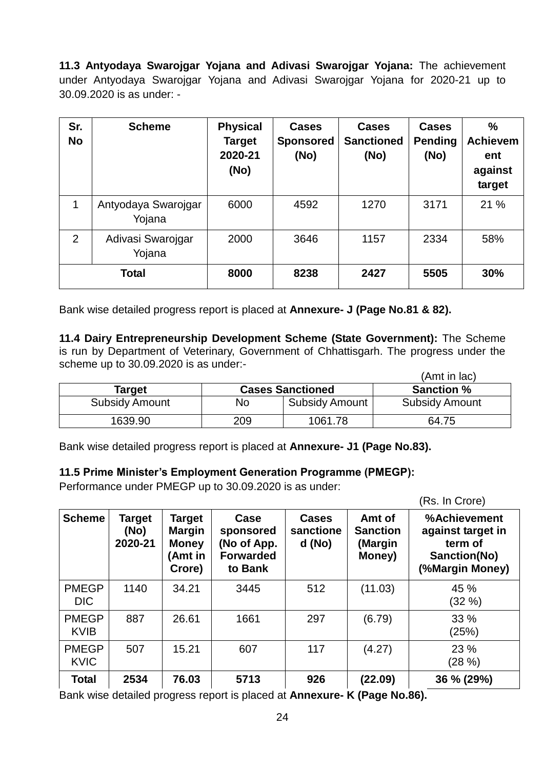**11.3 Antyodaya Swarojgar Yojana and Adivasi Swarojgar Yojana:** The achievement under Antyodaya Swarojgar Yojana and Adivasi Swarojgar Yojana for 2020-21 up to 30.09.2020 is as under: -

| Sr. No | Scheme | Physical Target 2020-21 (No) | Cases Sponsored (No) | Cases Sanctioned (No) | Cases Pending (No) | % Achievement against target |
|---|---|---|---|---|---|---|
| 1 | Antyodaya Swarojgar Yojana | 6000 | 4592 | 1270 | 3171 | 21 % |
| 2 | Adivasi Swarojgar Yojana | 2000 | 3646 | 1157 | 2334 | 58% |
| **Total** | | **8000** | **8238** | **2427** | **5505** | **30%** |

Bank wise detailed progress report is placed at **Annexure- J (Page No.81 & 82).**

**11.4 Dairy Entrepreneurship Development Scheme (State Government):** The Scheme is run by Department of Veterinary, Government of Chhattisgarh. The progress under the scheme up to 30.09.2020 is as under:-

(Amt in lac)

| Target | Cases Sanctioned | | Sanction % |
|---|---|---|---|
| Subsidy Amount | No | Subsidy Amount | Subsidy Amount |
| 1639.90 | 209 | 1061.78 | 64.75 |

Bank wise detailed progress report is placed at **Annexure- J1 (Page No.83).**

**11.5 Prime Minister's Employment Generation Programme (PMEGP):**

Performance under PMEGP up to 30.09.2020 is as under:

(Rs. In Crore)

| Scheme | Target (No) 2020-21 | Target Margin Money (Amt in Crore) | Case sponsored (No of App. Forwarded to Bank | Cases sanctioned (No) | Amt of Sanction (Margin Money) | %Achievement against target in term of Sanction(No) (%Margin Money) |
|---|---|---|---|---|---|---|
| PMEGP DIC | 1140 | 34.21 | 3445 | 512 | (11.03) | 45 % (32 %) |
| PMEGP KVIB | 887 | 26.61 | 1661 | 297 | (6.79) | 33 % (25%) |
| PMEGP KVIC | 507 | 15.21 | 607 | 117 | (4.27) | 23 % (28 %) |
| **Total** | **2534** | **76.03** | **5713** | **926** | **(22.09)** | **36 % (29%)** |

Bank wise detailed progress report is placed at **Annexure- K (Page No.86).**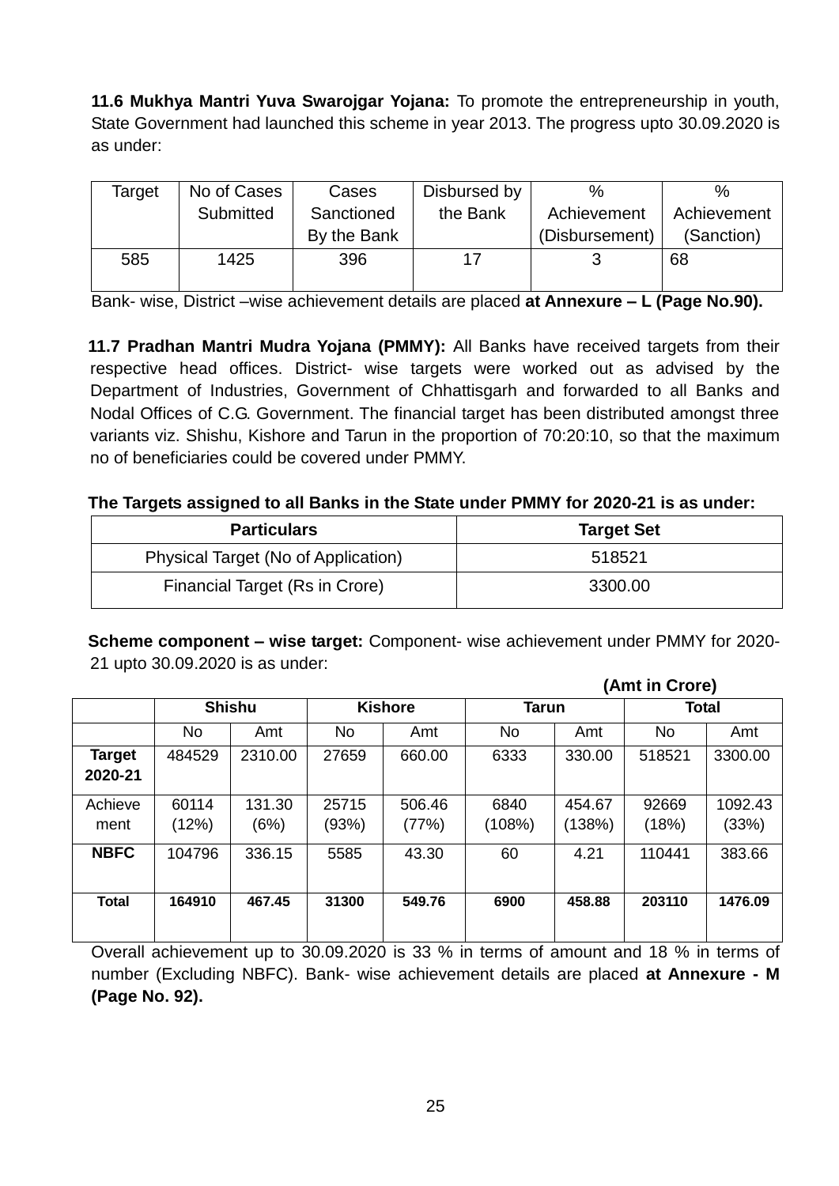**11.6 Mukhya Mantri Yuva Swarojgar Yojana:** To promote the entrepreneurship in youth, State Government had launched this scheme in year 2013. The progress upto 30.09.2020 is as under:

| Target | No of Cases Submitted | Cases Sanctioned By the Bank | Disbursed by the Bank | % Achievement (Disbursement) | % Achievement (Sanction) |
|---|---|---|---|---|---|
| 585 | 1425 | 396 | 17 | 3 | 68 |

Bank- wise, District –wise achievement details are placed **at Annexure – L (Page No.90).**

**11.7 Pradhan Mantri Mudra Yojana (PMMY):** All Banks have received targets from their respective head offices. District- wise targets were worked out as advised by the Department of Industries, Government of Chhattisgarh and forwarded to all Banks and Nodal Offices of C.G. Government. The financial target has been distributed amongst three variants viz. Shishu, Kishore and Tarun in the proportion of 70:20:10, so that the maximum no of beneficiaries could be covered under PMMY.

**The Targets assigned to all Banks in the State under PMMY for 2020-21 is as under:**

| Particulars | Target Set |
|---|---|
| Physical Target (No of Application) | 518521 |
| Financial Target (Rs in Crore) | 3300.00 |

**Scheme component – wise target:** Component- wise achievement under PMMY for 2020-21 upto 30.09.2020 is as under:

**(Amt in Crore)**

| | Shishu | | Kishore | | Tarun | | Total | |
|---|---|---|---|---|---|---|---|---|
| | No | Amt | No | Amt | No | Amt | No | Amt |
| **Target 2020-21** | 484529 | 2310.00 | 27659 | 660.00 | 6333 | 330.00 | 518521 | 3300.00 |
| Achievement | 60114 (12%) | 131.30 (6%) | 25715 (93%) | 506.46 (77%) | 6840 (108%) | 454.67 (138%) | 92669 (18%) | 1092.43 (33%) |
| **NBFC** | 104796 | 336.15 | 5585 | 43.30 | 60 | 4.21 | 110441 | 383.66 |
| **Total** | **164910** | **467.45** | **31300** | **549.76** | **6900** | **458.88** | **203110** | **1476.09** |

Overall achievement up to 30.09.2020 is 33 % in terms of amount and 18 % in terms of number (Excluding NBFC). Bank- wise achievement details are placed **at Annexure - M (Page No. 92).**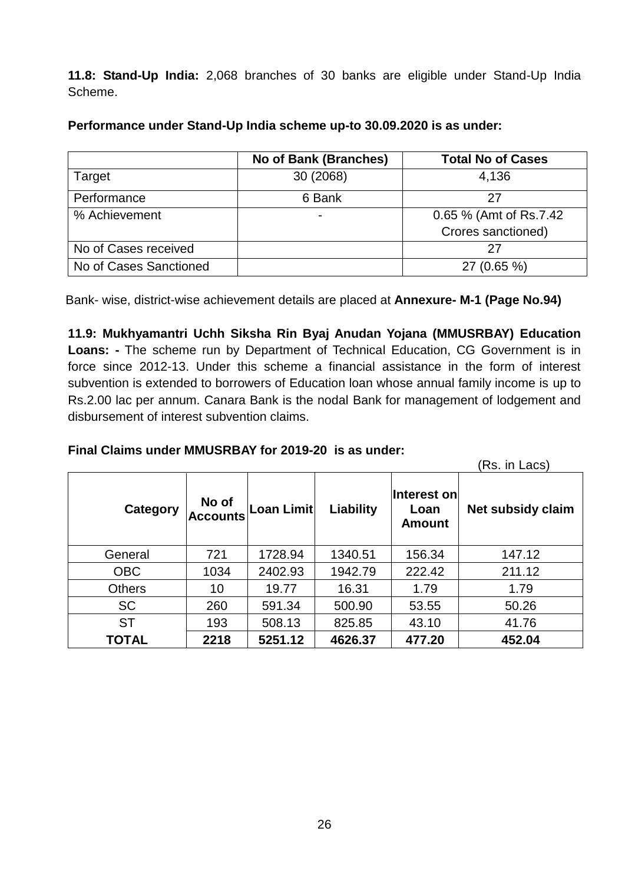**11.8: Stand-Up India:** 2,068 branches of 30 banks are eligible under Stand-Up India Scheme.

**Performance under Stand-Up India scheme up-to 30.09.2020 is as under:**

| | No of Bank (Branches) | Total No of Cases |
|---|---|---|
| Target | 30 (2068) | 4,136 |
| Performance | 6 Bank | 27 |
| % Achievement | - | 0.65 % (Amt of Rs.7.42 Crores sanctioned) |
| No of Cases received | | 27 |
| No of Cases Sanctioned | | 27 (0.65 %) |

Bank- wise, district-wise achievement details are placed at **Annexure- M-1 (Page No.94)**

**11.9: Mukhyamantri Uchh Siksha Rin Byaj Anudan Yojana (MMUSRBAY) Education Loans: -** The scheme run by Department of Technical Education, CG Government is in force since 2012-13. Under this scheme a financial assistance in the form of interest subvention is extended to borrowers of Education loan whose annual family income is up to Rs.2.00 lac per annum. Canara Bank is the nodal Bank for management of lodgement and disbursement of interest subvention claims.

**Final Claims under MMUSRBAY for 2019-20 is as under:**

(Rs. in Lacs)

| Category | No of Accounts | Loan Limit | Liability | Interest on Loan Amount | Net subsidy claim |
|---|---|---|---|---|---|
| General | 721 | 1728.94 | 1340.51 | 156.34 | 147.12 |
| OBC | 1034 | 2402.93 | 1942.79 | 222.42 | 211.12 |
| Others | 10 | 19.77 | 16.31 | 1.79 | 1.79 |
| SC | 260 | 591.34 | 500.90 | 53.55 | 50.26 |
| ST | 193 | 508.13 | 825.85 | 43.10 | 41.76 |
| **TOTAL** | **2218** | **5251.12** | **4626.37** | **477.20** | **452.04** |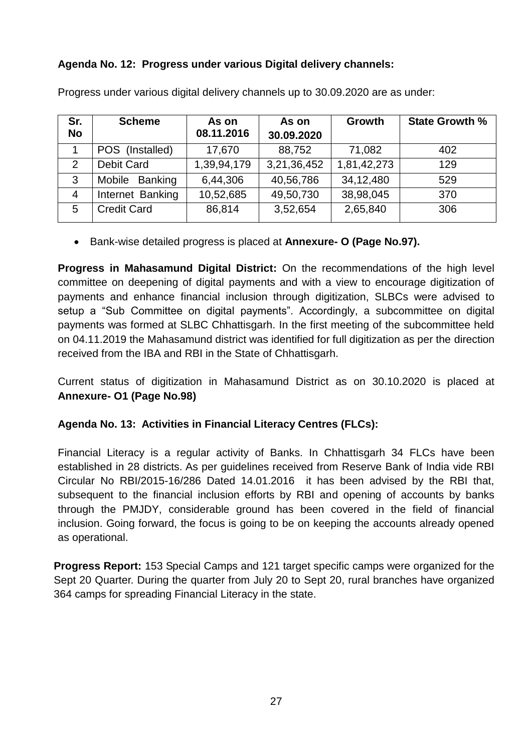**Agenda No. 12: Progress under various Digital delivery channels:**

Progress under various digital delivery channels up to 30.09.2020 are as under:

| Sr. No | Scheme | As on 08.11.2016 | As on 30.09.2020 | Growth | State Growth % |
|---|---|---|---|---|---|
| 1 | POS (Installed) | 17,670 | 88,752 | 71,082 | 402 |
| 2 | Debit Card | 1,39,94,179 | 3,21,36,452 | 1,81,42,273 | 129 |
| 3 | Mobile Banking | 6,44,306 | 40,56,786 | 34,12,480 | 529 |
| 4 | Internet Banking | 10,52,685 | 49,50,730 | 38,98,045 | 370 |
| 5 | Credit Card | 86,814 | 3,52,654 | 2,65,840 | 306 |

- Bank-wise detailed progress is placed at **Annexure- O (Page No.97).**

**Progress in Mahasamund Digital District:** On the recommendations of the high level committee on deepening of digital payments and with a view to encourage digitization of payments and enhance financial inclusion through digitization, SLBCs were advised to setup a "Sub Committee on digital payments". Accordingly, a subcommittee on digital payments was formed at SLBC Chhattisgarh. In the first meeting of the subcommittee held on 04.11.2019 the Mahasamund district was identified for full digitization as per the direction received from the IBA and RBI in the State of Chhattisgarh.

Current status of digitization in Mahasamund District as on 30.10.2020 is placed at **Annexure- O1 (Page No.98)**

**Agenda No. 13: Activities in Financial Literacy Centres (FLCs):**

Financial Literacy is a regular activity of Banks. In Chhattisgarh 34 FLCs have been established in 28 districts. As per guidelines received from Reserve Bank of India vide RBI Circular No RBI/2015-16/286 Dated 14.01.2016 it has been advised by the RBI that, subsequent to the financial inclusion efforts by RBI and opening of accounts by banks through the PMJDY, considerable ground has been covered in the field of financial inclusion. Going forward, the focus is going to be on keeping the accounts already opened as operational.

**Progress Report:** 153 Special Camps and 121 target specific camps were organized for the Sept 20 Quarter. During the quarter from July 20 to Sept 20, rural branches have organized 364 camps for spreading Financial Literacy in the state.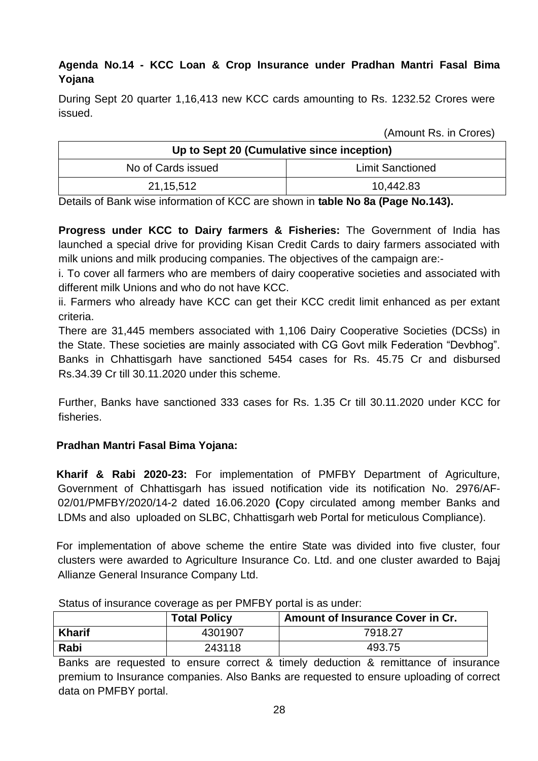**Agenda No.14 - KCC Loan & Crop Insurance under Pradhan Mantri Fasal Bima Yojana**

During Sept 20 quarter 1,16,413 new KCC cards amounting to Rs. 1232.52 Crores were issued.

(Amount Rs. in Crores)

| Up to Sept 20 (Cumulative since inception) | |
|---|---|
| No of Cards issued | Limit Sanctioned |
| 21,15,512 | 10,442.83 |

Details of Bank wise information of KCC are shown in **table No 8a (Page No.143).**

**Progress under KCC to Dairy farmers & Fisheries:** The Government of India has launched a special drive for providing Kisan Credit Cards to dairy farmers associated with milk unions and milk producing companies. The objectives of the campaign are:-

i. To cover all farmers who are members of dairy cooperative societies and associated with different milk Unions and who do not have KCC.

ii. Farmers who already have KCC can get their KCC credit limit enhanced as per extant criteria.

There are 31,445 members associated with 1,106 Dairy Cooperative Societies (DCSs) in the State. These societies are mainly associated with CG Govt milk Federation "Devbhog". Banks in Chhattisgarh have sanctioned 5454 cases for Rs. 45.75 Cr and disbursed Rs.34.39 Cr till 30.11.2020 under this scheme.

Further, Banks have sanctioned 333 cases for Rs. 1.35 Cr till 30.11.2020 under KCC for fisheries.

**Pradhan Mantri Fasal Bima Yojana:**

**Kharif & Rabi 2020-23:** For implementation of PMFBY Department of Agriculture, Government of Chhattisgarh has issued notification vide its notification No. 2976/AF-02/01/PMFBY/2020/14-2 dated 16.06.2020 **(**Copy circulated among member Banks and LDMs and also uploaded on SLBC, Chhattisgarh web Portal for meticulous Compliance).

For implementation of above scheme the entire State was divided into five cluster, four clusters were awarded to Agriculture Insurance Co. Ltd. and one cluster awarded to Bajaj Allianze General Insurance Company Ltd.

Status of insurance coverage as per PMFBY portal is as under:

| | Total Policy | Amount of Insurance Cover in Cr. |
|---|---|---|
| **Kharif** | 4301907 | 7918.27 |
| **Rabi** | 243118 | 493.75 |

Banks are requested to ensure correct & timely deduction & remittance of insurance premium to Insurance companies. Also Banks are requested to ensure uploading of correct data on PMFBY portal.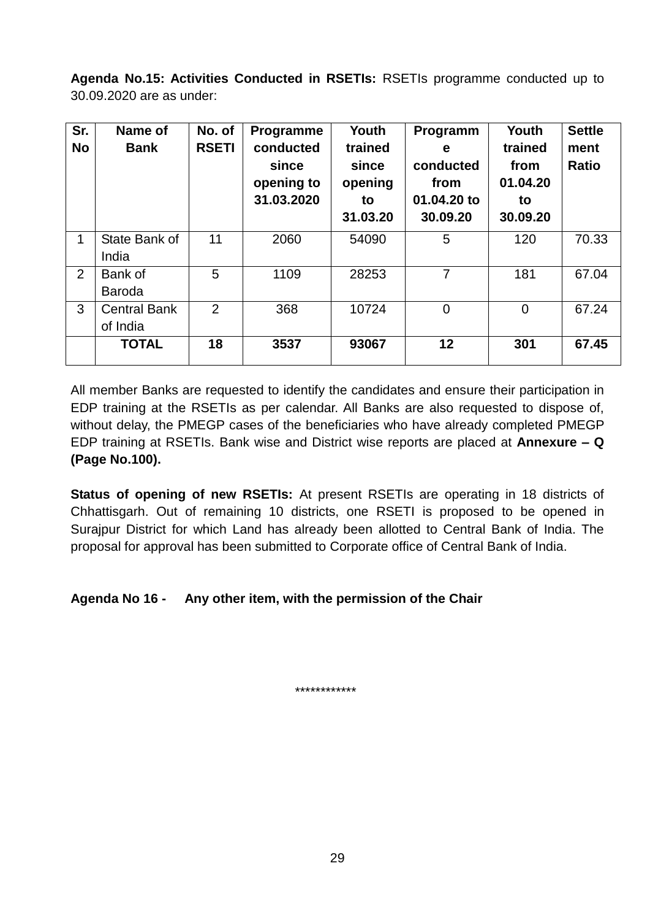**Agenda No.15: Activities Conducted in RSETIs:** RSETIs programme conducted up to 30.09.2020 are as under:

| Sr. No | Name of Bank | No. of RSETI | Programme conducted since opening to 31.03.2020 | Youth trained since opening to 31.03.20 | Programme conducted from 01.04.20 to 30.09.20 | Youth trained from 01.04.20 to 30.09.20 | Settlement Ratio |
|---|---|---|---|---|---|---|---|
| 1 | State Bank of India | 11 | 2060 | 54090 | 5 | 120 | 70.33 |
| 2 | Bank of Baroda | 5 | 1109 | 28253 | 7 | 181 | 67.04 |
| 3 | Central Bank of India | 2 | 368 | 10724 | 0 | 0 | 67.24 |
| | **TOTAL** | **18** | **3537** | **93067** | **12** | **301** | **67.45** |

All member Banks are requested to identify the candidates and ensure their participation in EDP training at the RSETIs as per calendar. All Banks are also requested to dispose of, without delay, the PMEGP cases of the beneficiaries who have already completed PMEGP EDP training at RSETIs. Bank wise and District wise reports are placed at **Annexure – Q (Page No.100).**

**Status of opening of new RSETIs:** At present RSETIs are operating in 18 districts of Chhattisgarh. Out of remaining 10 districts, one RSETI is proposed to be opened in Surajpur District for which Land has already been allotted to Central Bank of India. The proposal for approval has been submitted to Corporate office of Central Bank of India.

**Agenda No 16 - Any other item, with the permission of the Chair**

************